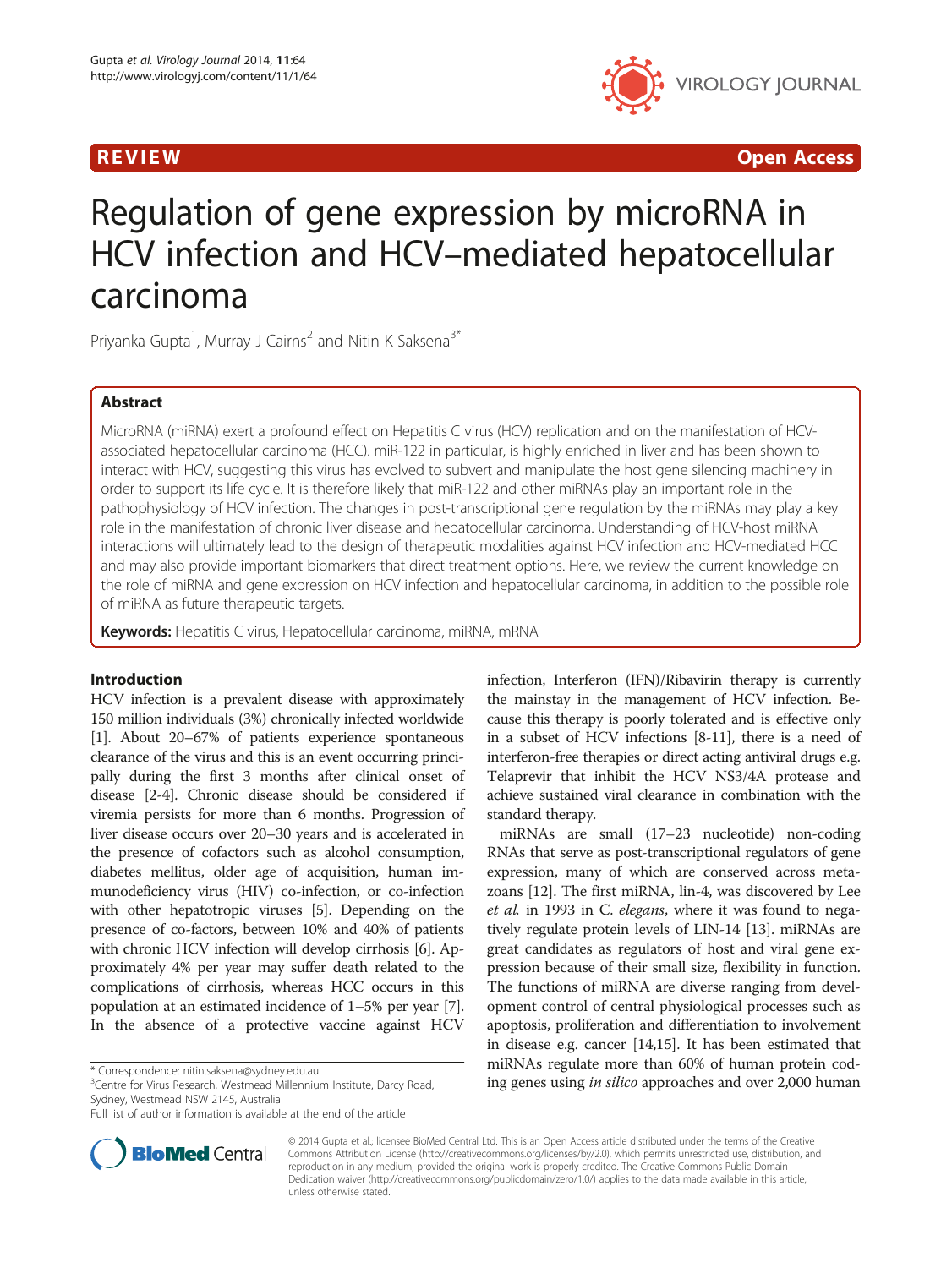REVIEW Open Access

# Regulation of gene expression by microRNA in HCV infection and HCV–mediated hepatocellular carcinoma

Priyanka Gupta[1], Murray J Cairns[2] and Nitin K Saksena[3*]

## Abstract

MicroRNA (miRNA) exert a profound effect on Hepatitis C virus (HCV) replication and on the manifestation of HCV-associated hepatocellular carcinoma (HCC). miR-122 in particular, is highly enriched in liver and has been shown to interact with HCV, suggesting this virus has evolved to subvert and manipulate the host gene silencing machinery in order to support its life cycle. It is therefore likely that miR-122 and other miRNAs play an important role in the pathophysiology of HCV infection. The changes in post-transcriptional gene regulation by the miRNAs may play a key role in the manifestation of chronic liver disease and hepatocellular carcinoma. Understanding of HCV-host miRNA interactions will ultimately lead to the design of therapeutic modalities against HCV infection and HCV-mediated HCC and may also provide important biomarkers that direct treatment options. Here, we review the current knowledge on the role of miRNA and gene expression on HCV infection and hepatocellular carcinoma, in addition to the possible role of miRNA as future therapeutic targets.

**Keywords:** Hepatitis C virus, Hepatocellular carcinoma, miRNA, mRNA

## Introduction

HCV infection is a prevalent disease with approximately 150 million individuals (3%) chronically infected worldwide [1]. About 20–67% of patients experience spontaneous clearance of the virus and this is an event occurring principally during the first 3 months after clinical onset of disease [2-4]. Chronic disease should be considered if viremia persists for more than 6 months. Progression of liver disease occurs over 20–30 years and is accelerated in the presence of cofactors such as alcohol consumption, diabetes mellitus, older age of acquisition, human immunodeficiency virus (HIV) co-infection, or co-infection with other hepatotropic viruses [5]. Depending on the presence of co-factors, between 10% and 40% of patients with chronic HCV infection will develop cirrhosis [6]. Approximately 4% per year may suffer death related to the complications of cirrhosis, whereas HCC occurs in this population at an estimated incidence of 1–5% per year [7]. In the absence of a protective vaccine against HCV infection, Interferon (IFN)/Ribavirin therapy is currently the mainstay in the management of HCV infection. Because this therapy is poorly tolerated and is effective only in a subset of HCV infections [8-11], there is a need of interferon-free therapies or direct acting antiviral drugs e.g. Telaprevir that inhibit the HCV NS3/4A protease and achieve sustained viral clearance in combination with the standard therapy.

miRNAs are small (17–23 nucleotide) non-coding RNAs that serve as post-transcriptional regulators of gene expression, many of which are conserved across metazoans [12]. The first miRNA, lin-4, was discovered by Lee *et al.* in 1993 in C. *elegans*, where it was found to negatively regulate protein levels of LIN-14 [13]. miRNAs are great candidates as regulators of host and viral gene expression because of their small size, flexibility in function. The functions of miRNA are diverse ranging from development control of central physiological processes such as apoptosis, proliferation and differentiation to involvement in disease e.g. cancer [14,15]. It has been estimated that miRNAs regulate more than 60% of human protein coding genes using *in silico* approaches and over 2,000 human

\* Correspondence: nitin.saksena@sydney.edu.au
[3]Centre for Virus Research, Westmead Millennium Institute, Darcy Road, Sydney, Westmead NSW 2145, Australia
Full list of author information is available at the end of the article

© 2014 Gupta et al.; licensee BioMed Central Ltd. This is an Open Access article distributed under the terms of the Creative Commons Attribution License (http://creativecommons.org/licenses/by/2.0), which permits unrestricted use, distribution, and reproduction in any medium, provided the original work is properly credited. The Creative Commons Public Domain Dedication waiver (http://creativecommons.org/publicdomain/zero/1.0/) applies to the data made available in this article, unless otherwise stated.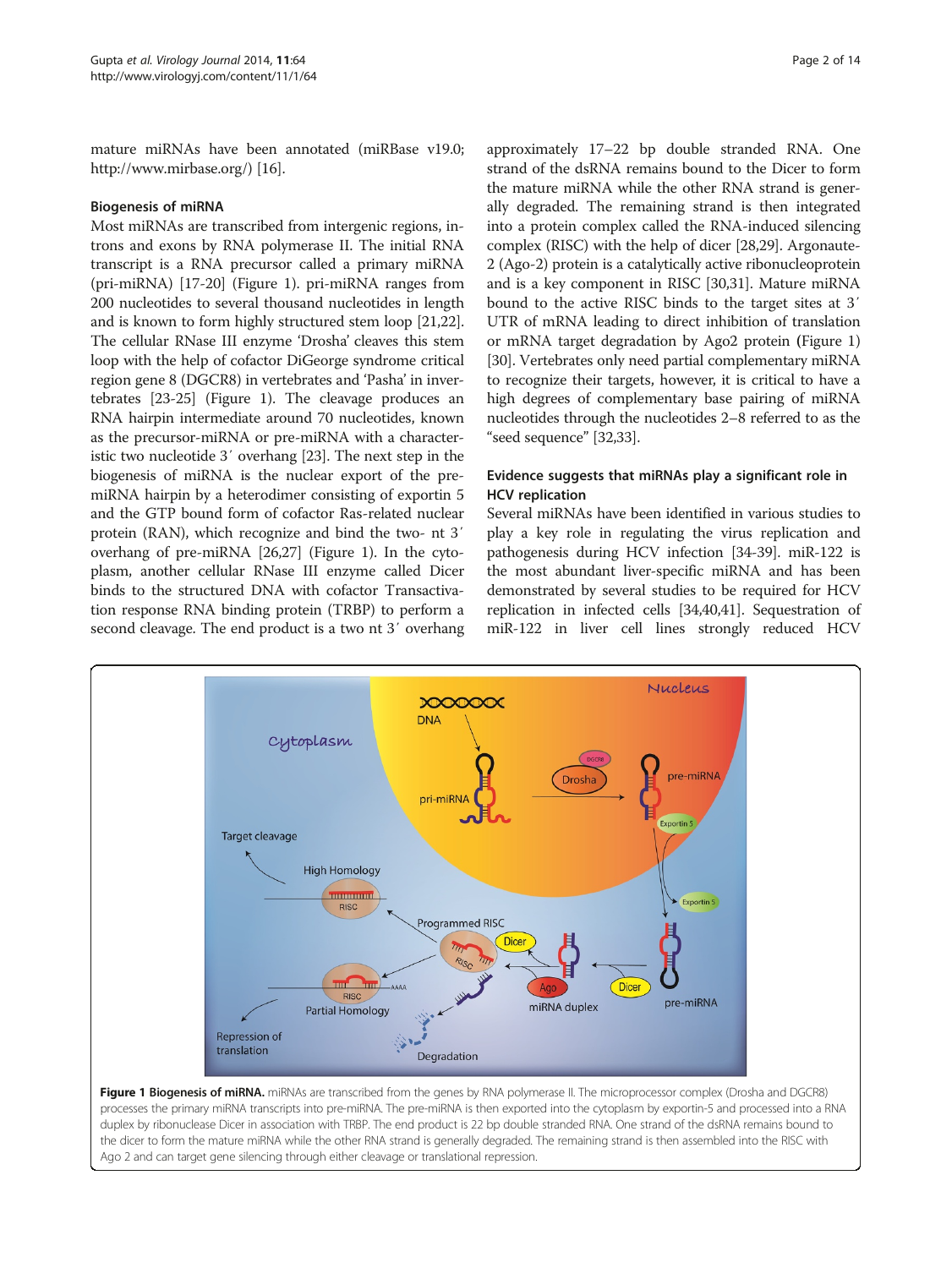mature miRNAs have been annotated (miRBase v19.0; http://www.mirbase.org/) [16].

### Biogenesis of miRNA

Most miRNAs are transcribed from intergenic regions, introns and exons by RNA polymerase II. The initial RNA transcript is a RNA precursor called a primary miRNA (pri-miRNA) [17-20] (Figure 1). pri-miRNA ranges from 200 nucleotides to several thousand nucleotides in length and is known to form highly structured stem loop [21,22]. The cellular RNase III enzyme 'Drosha' cleaves this stem loop with the help of cofactor DiGeorge syndrome critical region gene 8 (DGCR8) in vertebrates and 'Pasha' in invertebrates [23-25] (Figure 1). The cleavage produces an RNA hairpin intermediate around 70 nucleotides, known as the precursor-miRNA or pre-miRNA with a characteristic two nucleotide 3′ overhang [23]. The next step in the biogenesis of miRNA is the nuclear export of the pre-miRNA hairpin by a heterodimer consisting of exportin 5 and the GTP bound form of cofactor Ras-related nuclear protein (RAN), which recognize and bind the two- nt 3′ overhang of pre-miRNA [26,27] (Figure 1). In the cytoplasm, another cellular RNase III enzyme called Dicer binds to the structured DNA with cofactor Transactivation response RNA binding protein (TRBP) to perform a second cleavage. The end product is a two nt 3′ overhang approximately 17–22 bp double stranded RNA. One strand of the dsRNA remains bound to the Dicer to form the mature miRNA while the other RNA strand is generally degraded. The remaining strand is then integrated into a protein complex called the RNA-induced silencing complex (RISC) with the help of dicer [28,29]. Argonaute-2 (Ago-2) protein is a catalytically active ribonucleoprotein and is a key component in RISC [30,31]. Mature miRNA bound to the active RISC binds to the target sites at 3′ UTR of mRNA leading to direct inhibition of translation or mRNA target degradation by Ago2 protein **(**Figure 1) [30]. Vertebrates only need partial complementary miRNA to recognize their targets, however, it is critical to have a high degrees of complementary base pairing of miRNA nucleotides through the nucleotides 2–8 referred to as the "seed sequence" [32,33].

### Evidence suggests that miRNAs play a significant role in HCV replication

Several miRNAs have been identified in various studies to play a key role in regulating the virus replication and pathogenesis during HCV infection [34-39]. miR-122 is the most abundant liver-specific miRNA and has been demonstrated by several studies to be required for HCV replication in infected cells [34,40,41]. Sequestration of miR-122 in liver cell lines strongly reduced HCV

**Figure 1 Biogenesis of miRNA.** miRNAs are transcribed from the genes by RNA polymerase II. The microprocessor complex (Drosha and DGCR8) processes the primary miRNA transcripts into pre-miRNA. The pre-miRNA is then exported into the cytoplasm by exportin-5 and processed into a RNA duplex by ribonuclease Dicer in association with TRBP. The end product is 22 bp double stranded RNA. One strand of the dsRNA remains bound to the dicer to form the mature miRNA while the other RNA strand is generally degraded. The remaining strand is then assembled into the RISC with Ago 2 and can target gene silencing through either cleavage or translational repression.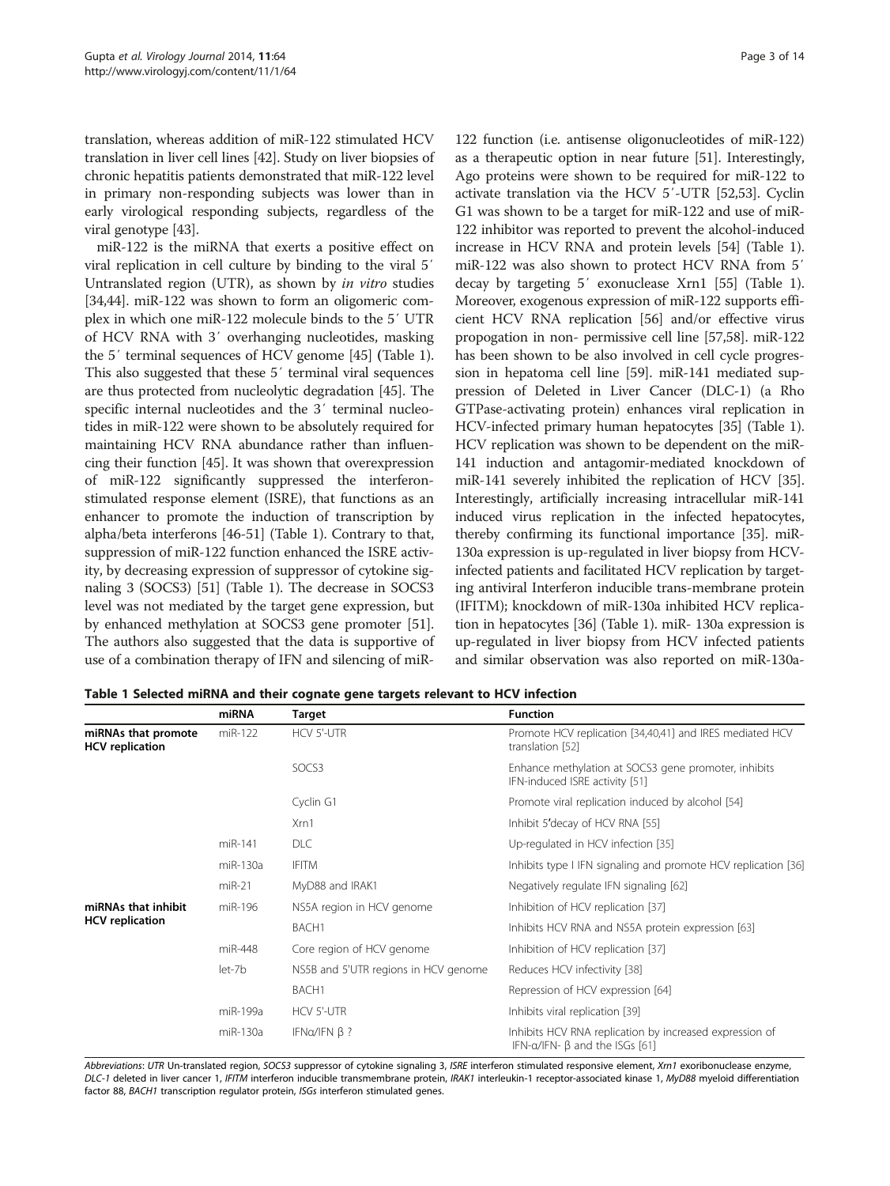translation, whereas addition of miR-122 stimulated HCV translation in liver cell lines [42]. Study on liver biopsies of chronic hepatitis patients demonstrated that miR-122 level in primary non-responding subjects was lower than in early virological responding subjects, regardless of the viral genotype [43].

miR-122 is the miRNA that exerts a positive effect on viral replication in cell culture by binding to the viral 5′ Untranslated region (UTR), as shown by *in vitro* studies [34,44]. miR-122 was shown to form an oligomeric complex in which one miR-122 molecule binds to the 5′ UTR of HCV RNA with 3′ overhanging nucleotides, masking the 5′ terminal sequences of HCV genome [45] (Table 1). This also suggested that these 5′ terminal viral sequences are thus protected from nucleolytic degradation [45]. The specific internal nucleotides and the 3′ terminal nucleotides in miR-122 were shown to be absolutely required for maintaining HCV RNA abundance rather than influencing their function [45]. It was shown that overexpression of miR-122 significantly suppressed the interferon-stimulated response element (ISRE), that functions as an enhancer to promote the induction of transcription by alpha/beta interferons [46-51] (Table 1). Contrary to that, suppression of miR-122 function enhanced the ISRE activity, by decreasing expression of suppressor of cytokine signaling 3 (SOCS3) [51] (Table 1). The decrease in SOCS3 level was not mediated by the target gene expression, but by enhanced methylation at SOCS3 gene promoter [51]. The authors also suggested that the data is supportive of use of a combination therapy of IFN and silencing of miR-122 function (i.e. antisense oligonucleotides of miR-122) as a therapeutic option in near future [51]. Interestingly, Ago proteins were shown to be required for miR-122 to activate translation via the HCV 5′-UTR [52,53]. Cyclin G1 was shown to be a target for miR-122 and use of miR-122 inhibitor was reported to prevent the alcohol-induced increase in HCV RNA and protein levels [54] (Table 1). miR-122 was also shown to protect HCV RNA from 5′ decay by targeting 5′ exonuclease Xrn1 [55] (Table 1). Moreover, exogenous expression of miR-122 supports efficient HCV RNA replication [56] and/or effective virus propogation in non- permissive cell line [57,58]. miR-122 has been shown to be also involved in cell cycle progression in hepatoma cell line [59]. miR-141 mediated suppression of Deleted in Liver Cancer (DLC-1) (a Rho GTPase-activating protein) enhances viral replication in HCV-infected primary human hepatocytes [35] (Table 1). HCV replication was shown to be dependent on the miR-141 induction and antagomir-mediated knockdown of miR-141 severely inhibited the replication of HCV [35]. Interestingly, artificially increasing intracellular miR-141 induced virus replication in the infected hepatocytes, thereby confirming its functional importance [35]. miR-130a expression is up-regulated in liver biopsy from HCV-infected patients and facilitated HCV replication by targeting antiviral Interferon inducible trans-membrane protein (IFITM); knockdown of miR-130a inhibited HCV replication in hepatocytes [36] (Table 1). miR- 130a expression is up-regulated in liver biopsy from HCV infected patients and similar observation was also reported on miR-130a-

**Table 1 Selected miRNA and their cognate gene targets relevant to HCV infection**

| | miRNA | Target | Function |
|---|---|---|---|
| **miRNAs that promote HCV replication** | miR-122 | HCV 5'-UTR | Promote HCV replication [34,40,41] and IRES mediated HCV translation [52] |
| | | SOCS3 | Enhance methylation at SOCS3 gene promoter, inhibits IFN-induced ISRE activity [51] |
| | | Cyclin G1 | Promote viral replication induced by alcohol [54] |
| | | Xrn1 | Inhibit 5′decay of HCV RNA [55] |
| | miR-141 | DLC | Up-regulated in HCV infection [35] |
| | miR-130a | IFITM | Inhibits type I IFN signaling and promote HCV replication [36] |
| | miR-21 | MyD88 and IRAK1 | Negatively regulate IFN signaling [62] |
| **miRNAs that inhibit HCV replication** | miR-196 | NS5A region in HCV genome | Inhibition of HCV replication [37] |
| | | BACH1 | Inhibits HCV RNA and NS5A protein expression [63] |
| | miR-448 | Core region of HCV genome | Inhibition of HCV replication [37] |
| | let-7b | NS5B and 5'UTR regions in HCV genome | Reduces HCV infectivity [38] |
| | | BACH1 | Repression of HCV expression [64] |
| | miR-199a | HCV 5'-UTR | Inhibits viral replication [39] |
| | miR-130a | IFNα/IFN β ? | Inhibits HCV RNA replication by increased expression of IFN-α/IFN- β and the ISGs [61] |

*Abbreviations*: *UTR* Un-translated region, *SOCS3* suppressor of cytokine signaling 3, *ISRE* interferon stimulated responsive element, *Xrn1* exoribonuclease enzyme, *DLC-1* deleted in liver cancer 1, *IFITM* interferon inducible transmembrane protein, *IRAK1* interleukin-1 receptor-associated kinase 1, *MyD88* myeloid differentiation factor 88, *BACH1* transcription regulator protein, *ISGs* interferon stimulated genes.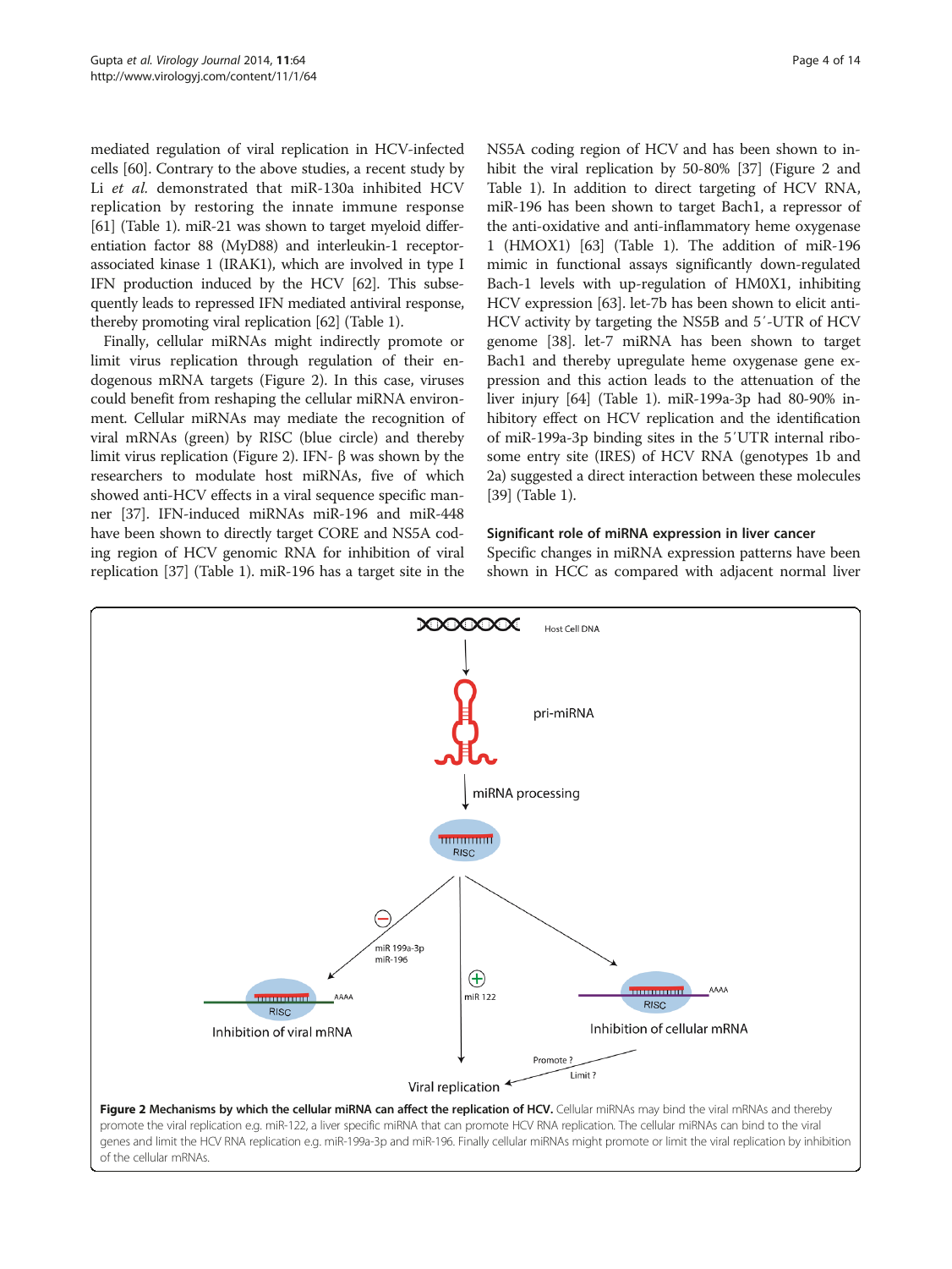mediated regulation of viral replication in HCV-infected cells [60]. Contrary to the above studies, a recent study by Li *et al.* demonstrated that miR-130a inhibited HCV replication by restoring the innate immune response [61] (Table 1). miR-21 was shown to target myeloid differentiation factor 88 (MyD88) and interleukin-1 receptor-associated kinase 1 (IRAK1), which are involved in type I IFN production induced by the HCV [62]. This subsequently leads to repressed IFN mediated antiviral response, thereby promoting viral replication [62] (Table 1).

Finally, cellular miRNAs might indirectly promote or limit virus replication through regulation of their endogenous mRNA targets (Figure 2). In this case, viruses could benefit from reshaping the cellular miRNA environment. Cellular miRNAs may mediate the recognition of viral mRNAs (green) by RISC (blue circle) and thereby limit virus replication (Figure 2). IFN- β was shown by the researchers to modulate host miRNAs, five of which showed anti-HCV effects in a viral sequence specific manner [37]. IFN-induced miRNAs miR-196 and miR-448 have been shown to directly target CORE and NS5A coding region of HCV genomic RNA for inhibition of viral replication [37] (Table 1). miR-196 has a target site in the NS5A coding region of HCV and has been shown to inhibit the viral replication by 50-80% [37] (Figure 2 and Table 1). In addition to direct targeting of HCV RNA, miR-196 has been shown to target Bach1, a repressor of the anti-oxidative and anti-inflammatory heme oxygenase 1 (HMOX1) [63] (Table 1). The addition of miR-196 mimic in functional assays significantly down-regulated Bach-1 levels with up-regulation of HM0X1, inhibiting HCV expression [63]. let-7b has been shown to elicit anti-HCV activity by targeting the NS5B and 5′-UTR of HCV genome [38]. let-7 miRNA has been shown to target Bach1 and thereby upregulate heme oxygenase gene expression and this action leads to the attenuation of the liver injury [64] (Table 1). miR-199a-3p had 80-90% inhibitory effect on HCV replication and the identification of miR-199a-3p binding sites in the 5′UTR internal ribosome entry site (IRES) of HCV RNA (genotypes 1b and 2a) suggested a direct interaction between these molecules [39] (Table 1).

## Significant role of miRNA expression in liver cancer

Specific changes in miRNA expression patterns have been shown in HCC as compared with adjacent normal liver

**Figure 2 Mechanisms by which the cellular miRNA can affect the replication of HCV.** Cellular miRNAs may bind the viral mRNAs and thereby promote the viral replication e.g. miR-122, a liver specific miRNA that can promote HCV RNA replication. The cellular miRNAs can bind to the viral genes and limit the HCV RNA replication e.g. miR-199a-3p and miR-196. Finally cellular miRNAs might promote or limit the viral replication by inhibition of the cellular mRNAs.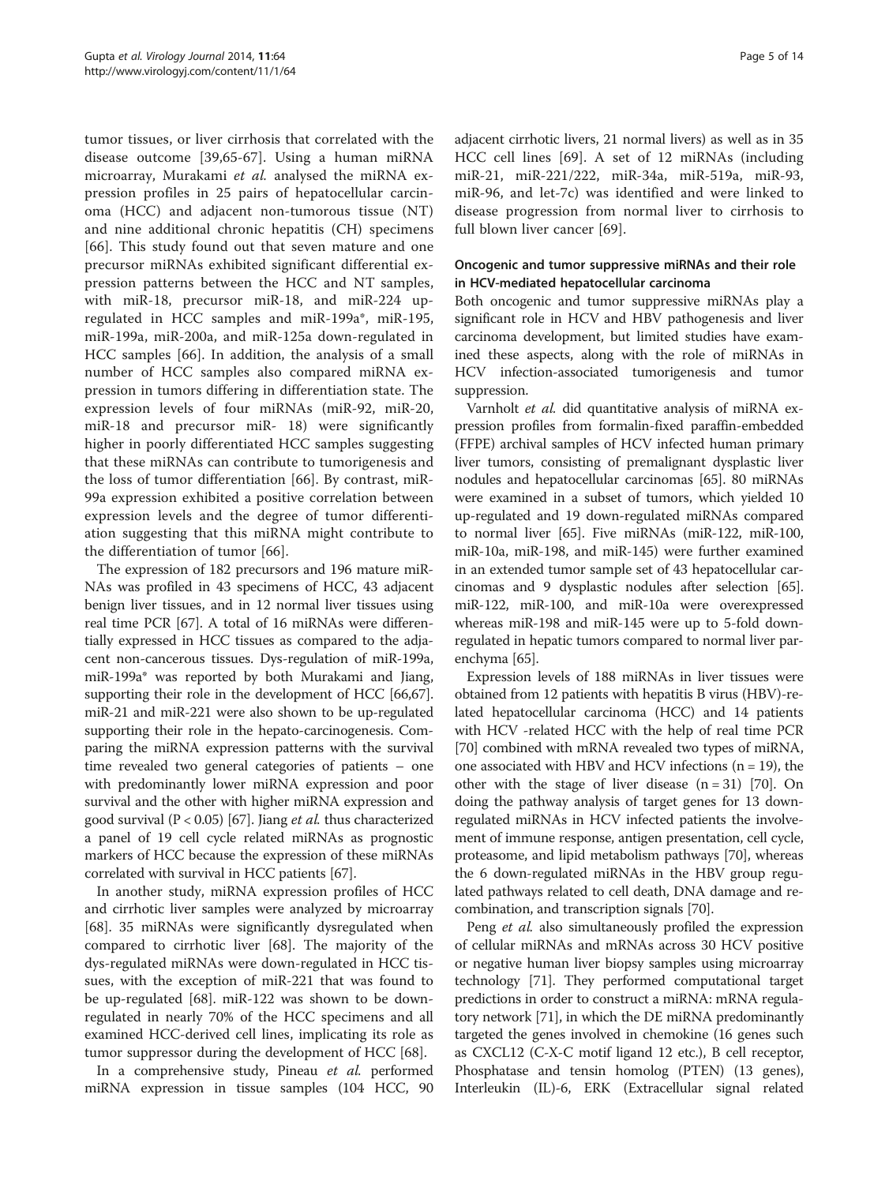tumor tissues, or liver cirrhosis that correlated with the disease outcome [39,65-67]. Using a human miRNA microarray, Murakami *et al.* analysed the miRNA expression profiles in 25 pairs of hepatocellular carcinoma (HCC) and adjacent non-tumorous tissue (NT) and nine additional chronic hepatitis (CH) specimens [66]. This study found out that seven mature and one precursor miRNAs exhibited significant differential expression patterns between the HCC and NT samples, with miR-18, precursor miR-18, and miR-224 up-regulated in HCC samples and miR-199a*, miR-195, miR-199a, miR-200a, and miR-125a down-regulated in HCC samples [66]. In addition, the analysis of a small number of HCC samples also compared miRNA expression in tumors differing in differentiation state. The expression levels of four miRNAs (miR-92, miR-20, miR-18 and precursor miR- 18) were significantly higher in poorly differentiated HCC samples suggesting that these miRNAs can contribute to tumorigenesis and the loss of tumor differentiation [66]. By contrast, miR-99a expression exhibited a positive correlation between expression levels and the degree of tumor differentiation suggesting that this miRNA might contribute to the differentiation of tumor [66].

The expression of 182 precursors and 196 mature miRNAs was profiled in 43 specimens of HCC, 43 adjacent benign liver tissues, and in 12 normal liver tissues using real time PCR [67]. A total of 16 miRNAs were differentially expressed in HCC tissues as compared to the adjacent non-cancerous tissues. Dys-regulation of miR-199a, miR-199a* was reported by both Murakami and Jiang, supporting their role in the development of HCC [66,67]. miR-21 and miR-221 were also shown to be up-regulated supporting their role in the hepato-carcinogenesis. Comparing the miRNA expression patterns with the survival time revealed two general categories of patients – one with predominantly lower miRNA expression and poor survival and the other with higher miRNA expression and good survival ($P < 0.05$) [67]. Jiang *et al.* thus characterized a panel of 19 cell cycle related miRNAs as prognostic markers of HCC because the expression of these miRNAs correlated with survival in HCC patients [67].

In another study, miRNA expression profiles of HCC and cirrhotic liver samples were analyzed by microarray [68]. 35 miRNAs were significantly dysregulated when compared to cirrhotic liver [68]. The majority of the dys-regulated miRNAs were down-regulated in HCC tissues, with the exception of miR-221 that was found to be up-regulated [68]. miR-122 was shown to be down-regulated in nearly 70% of the HCC specimens and all examined HCC-derived cell lines, implicating its role as tumor suppressor during the development of HCC [68].

In a comprehensive study, Pineau *et al.* performed miRNA expression in tissue samples (104 HCC, 90 adjacent cirrhotic livers, 21 normal livers) as well as in 35 HCC cell lines [69]. A set of 12 miRNAs (including miR-21, miR-221/222, miR-34a, miR-519a, miR-93, miR-96, and let-7c) was identified and were linked to disease progression from normal liver to cirrhosis to full blown liver cancer [69].

### Oncogenic and tumor suppressive miRNAs and their role in HCV-mediated hepatocellular carcinoma

Both oncogenic and tumor suppressive miRNAs play a significant role in HCV and HBV pathogenesis and liver carcinoma development, but limited studies have examined these aspects, along with the role of miRNAs in HCV infection-associated tumorigenesis and tumor suppression.

Varnholt *et al.* did quantitative analysis of miRNA expression profiles from formalin-fixed paraffin-embedded (FFPE) archival samples of HCV infected human primary liver tumors, consisting of premalignant dysplastic liver nodules and hepatocellular carcinomas [65]. 80 miRNAs were examined in a subset of tumors, which yielded 10 up-regulated and 19 down-regulated miRNAs compared to normal liver [65]. Five miRNAs (miR-122, miR-100, miR-10a, miR-198, and miR-145) were further examined in an extended tumor sample set of 43 hepatocellular carcinomas and 9 dysplastic nodules after selection [65]. miR-122, miR-100, and miR-10a were overexpressed whereas miR-198 and miR-145 were up to 5-fold down-regulated in hepatic tumors compared to normal liver parenchyma [65].

Expression levels of 188 miRNAs in liver tissues were obtained from 12 patients with hepatitis B virus (HBV)-related hepatocellular carcinoma (HCC) and 14 patients with HCV -related HCC with the help of real time PCR [70] combined with mRNA revealed two types of miRNA, one associated with HBV and HCV infections ($n = 19$), the other with the stage of liver disease ($n = 31$) [70]. On doing the pathway analysis of target genes for 13 down-regulated miRNAs in HCV infected patients the involvement of immune response, antigen presentation, cell cycle, proteasome, and lipid metabolism pathways [70], whereas the 6 down-regulated miRNAs in the HBV group regulated pathways related to cell death, DNA damage and recombination, and transcription signals [70].

Peng *et al.* also simultaneously profiled the expression of cellular miRNAs and mRNAs across 30 HCV positive or negative human liver biopsy samples using microarray technology [71]. They performed computational target predictions in order to construct a miRNA: mRNA regulatory network [71], in which the DE miRNA predominantly targeted the genes involved in chemokine (16 genes such as CXCL12 (C-X-C motif ligand 12 etc.), B cell receptor, Phosphatase and tensin homolog (PTEN) (13 genes), Interleukin (IL)-6, ERK (Extracellular signal related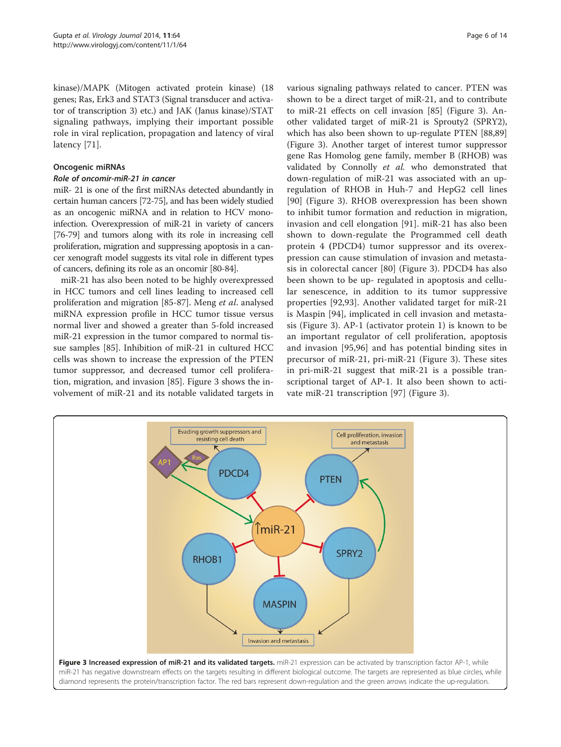kinase)/MAPK (Mitogen activated protein kinase) (18 genes; Ras, Erk3 and STAT3 (Signal transducer and activator of transcription 3) etc.) and JAK (Janus kinase)/STAT signaling pathways, implying their important possible role in viral replication, propagation and latency of viral latency [71].

## Oncogenic miRNAs

### *Role of oncomir-miR-21 in cancer*

miR- 21 is one of the first miRNAs detected abundantly in certain human cancers [72-75], and has been widely studied as an oncogenic miRNA and in relation to HCV mono-infection. Overexpression of miR-21 in variety of cancers [76-79] and tumors along with its role in increasing cell proliferation, migration and suppressing apoptosis in a cancer xenograft model suggests its vital role in different types of cancers, defining its role as an oncomir [80-84].

miR-21 has also been noted to be highly overexpressed in HCC tumors and cell lines leading to increased cell proliferation and migration [85-87]. Meng *et al.* analysed miRNA expression profile in HCC tumor tissue versus normal liver and showed a greater than 5-fold increased miR-21 expression in the tumor compared to normal tissue samples [85]. Inhibition of miR-21 in cultured HCC cells was shown to increase the expression of the PTEN tumor suppressor, and decreased tumor cell proliferation, migration, and invasion [85]. Figure 3 shows the involvement of miR-21 and its notable validated targets in various signaling pathways related to cancer. PTEN was shown to be a direct target of miR-21, and to contribute to miR-21 effects on cell invasion [85] (Figure 3). Another validated target of miR-21 is Sprouty2 (SPRY2), which has also been shown to up-regulate PTEN [88,89] (Figure 3). Another target of interest tumor suppressor gene Ras Homolog gene family, member B (RHOB) was validated by Connolly *et al.* who demonstrated that down-regulation of miR-21 was associated with an up-regulation of RHOB in Huh-7 and HepG2 cell lines [90] (Figure 3). RHOB overexpression has been shown to inhibit tumor formation and reduction in migration, invasion and cell elongation [91]. miR-21 has also been shown to down-regulate the Programmed cell death protein 4 (PDCD4) tumor suppressor and its overexpression can cause stimulation of invasion and metastasis in colorectal cancer [80] (Figure 3). PDCD4 has also been shown to be up- regulated in apoptosis and cellular senescence, in addition to its tumor suppressive properties [92,93]. Another validated target for miR-21 is Maspin [94], implicated in cell invasion and metastasis (Figure 3). AP-1 (activator protein 1) is known to be an important regulator of cell proliferation, apoptosis and invasion [95,96] and has potential binding sites in precursor of miR-21, pri-miR-21 (Figure 3). These sites in pri-miR-21 suggest that miR-21 is a possible transcriptional target of AP-1. It also been shown to activate miR-21 transcription [97] (Figure 3).

**Figure 3 Increased expression of miR-21 and its validated targets.** miR-21 expression can be activated by transcription factor AP-1, while miR-21 has negative downstream effects on the targets resulting in different biological outcome. The targets are represented as blue circles, while diamond represents the protein/transcription factor. The red bars represent down-regulation and the green arrows indicate the up-regulation.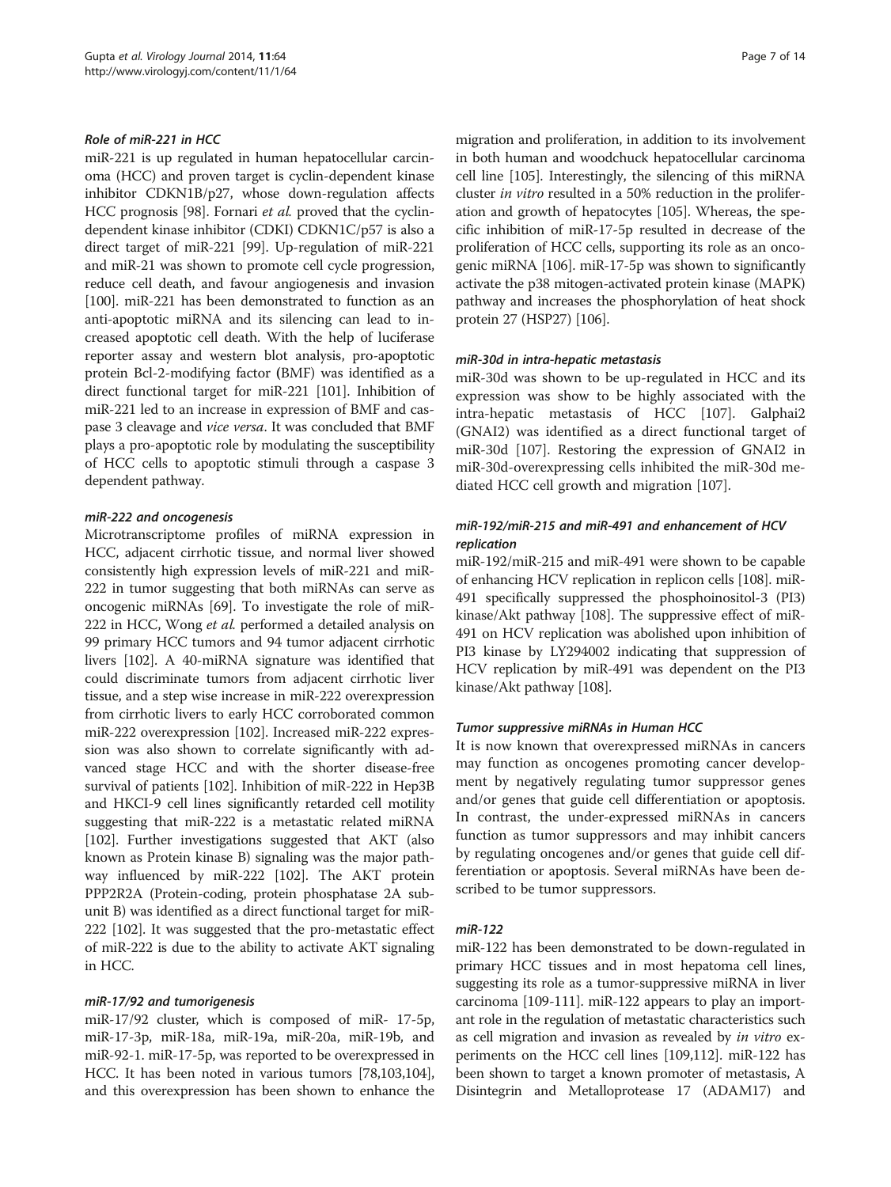#### *Role of miR-221 in HCC*

miR-221 is up regulated in human hepatocellular carcinoma (HCC) and proven target is cyclin-dependent kinase inhibitor CDKN1B/p27, whose down-regulation affects HCC prognosis [98]. Fornari *et al.* proved that the cyclin-dependent kinase inhibitor (CDKI) CDKN1C/p57 is also a direct target of miR-221 [99]. Up-regulation of miR-221 and miR-21 was shown to promote cell cycle progression, reduce cell death, and favour angiogenesis and invasion [100]. miR-221 has been demonstrated to function as an anti-apoptotic miRNA and its silencing can lead to increased apoptotic cell death. With the help of luciferase reporter assay and western blot analysis, pro-apoptotic protein Bcl-2-modifying factor (BMF) was identified as a direct functional target for miR-221 [101]. Inhibition of miR-221 led to an increase in expression of BMF and caspase 3 cleavage and *vice versa*. It was concluded that BMF plays a pro-apoptotic role by modulating the susceptibility of HCC cells to apoptotic stimuli through a caspase 3 dependent pathway.

#### *miR-222 and oncogenesis*

Microtranscriptome profiles of miRNA expression in HCC, adjacent cirrhotic tissue, and normal liver showed consistently high expression levels of miR-221 and miR-222 in tumor suggesting that both miRNAs can serve as oncogenic miRNAs [69]. To investigate the role of miR-222 in HCC, Wong *et al.* performed a detailed analysis on 99 primary HCC tumors and 94 tumor adjacent cirrhotic livers [102]. A 40-miRNA signature was identified that could discriminate tumors from adjacent cirrhotic liver tissue, and a step wise increase in miR-222 overexpression from cirrhotic livers to early HCC corroborated common miR-222 overexpression [102]. Increased miR-222 expression was also shown to correlate significantly with advanced stage HCC and with the shorter disease-free survival of patients [102]. Inhibition of miR-222 in Hep3B and HKCI-9 cell lines significantly retarded cell motility suggesting that miR-222 is a metastatic related miRNA [102]. Further investigations suggested that AKT (also known as Protein kinase B) signaling was the major pathway influenced by miR-222 [102]. The AKT protein PPP2R2A (Protein-coding, protein phosphatase 2A subunit B) was identified as a direct functional target for miR-222 [102]. It was suggested that the pro-metastatic effect of miR-222 is due to the ability to activate AKT signaling in HCC.

#### *miR-17/92 and tumorigenesis*

miR-17/92 cluster, which is composed of miR- 17-5p, miR-17-3p, miR-18a, miR-19a, miR-20a, miR-19b, and miR-92-1. miR-17-5p, was reported to be overexpressed in HCC. It has been noted in various tumors [78,103,104], and this overexpression has been shown to enhance the migration and proliferation, in addition to its involvement in both human and woodchuck hepatocellular carcinoma cell line [105]. Interestingly, the silencing of this miRNA cluster *in vitro* resulted in a 50% reduction in the proliferation and growth of hepatocytes [105]. Whereas, the specific inhibition of miR-17-5p resulted in decrease of the proliferation of HCC cells, supporting its role as an oncogenic miRNA [106]. miR-17-5p was shown to significantly activate the p38 mitogen-activated protein kinase (MAPK) pathway and increases the phosphorylation of heat shock protein 27 (HSP27) [106].

#### *miR-30d in intra-hepatic metastasis*

miR-30d was shown to be up-regulated in HCC and its expression was show to be highly associated with the intra-hepatic metastasis of HCC [107]. Galphai2 (GNAI2) was identified as a direct functional target of miR-30d [107]. Restoring the expression of GNAI2 in miR-30d-overexpressing cells inhibited the miR-30d mediated HCC cell growth and migration [107].

#### *miR-192/miR-215 and miR-491 and enhancement of HCV replication*

miR-192/miR-215 and miR-491 were shown to be capable of enhancing HCV replication in replicon cells [108]. miR-491 specifically suppressed the phosphoinositol-3 (PI3) kinase/Akt pathway [108]. The suppressive effect of miR-491 on HCV replication was abolished upon inhibition of PI3 kinase by LY294002 indicating that suppression of HCV replication by miR-491 was dependent on the PI3 kinase/Akt pathway [108].

#### *Tumor suppressive miRNAs in Human HCC*

It is now known that overexpressed miRNAs in cancers may function as oncogenes promoting cancer development by negatively regulating tumor suppressor genes and/or genes that guide cell differentiation or apoptosis. In contrast, the under-expressed miRNAs in cancers function as tumor suppressors and may inhibit cancers by regulating oncogenes and/or genes that guide cell differentiation or apoptosis. Several miRNAs have been described to be tumor suppressors.

#### *miR-122*

miR-122 has been demonstrated to be down-regulated in primary HCC tissues and in most hepatoma cell lines, suggesting its role as a tumor-suppressive miRNA in liver carcinoma [109-111]. miR-122 appears to play an important role in the regulation of metastatic characteristics such as cell migration and invasion as revealed by *in vitro* experiments on the HCC cell lines [109,112]. miR-122 has been shown to target a known promoter of metastasis, A Disintegrin and Metalloprotease 17 (ADAM17) and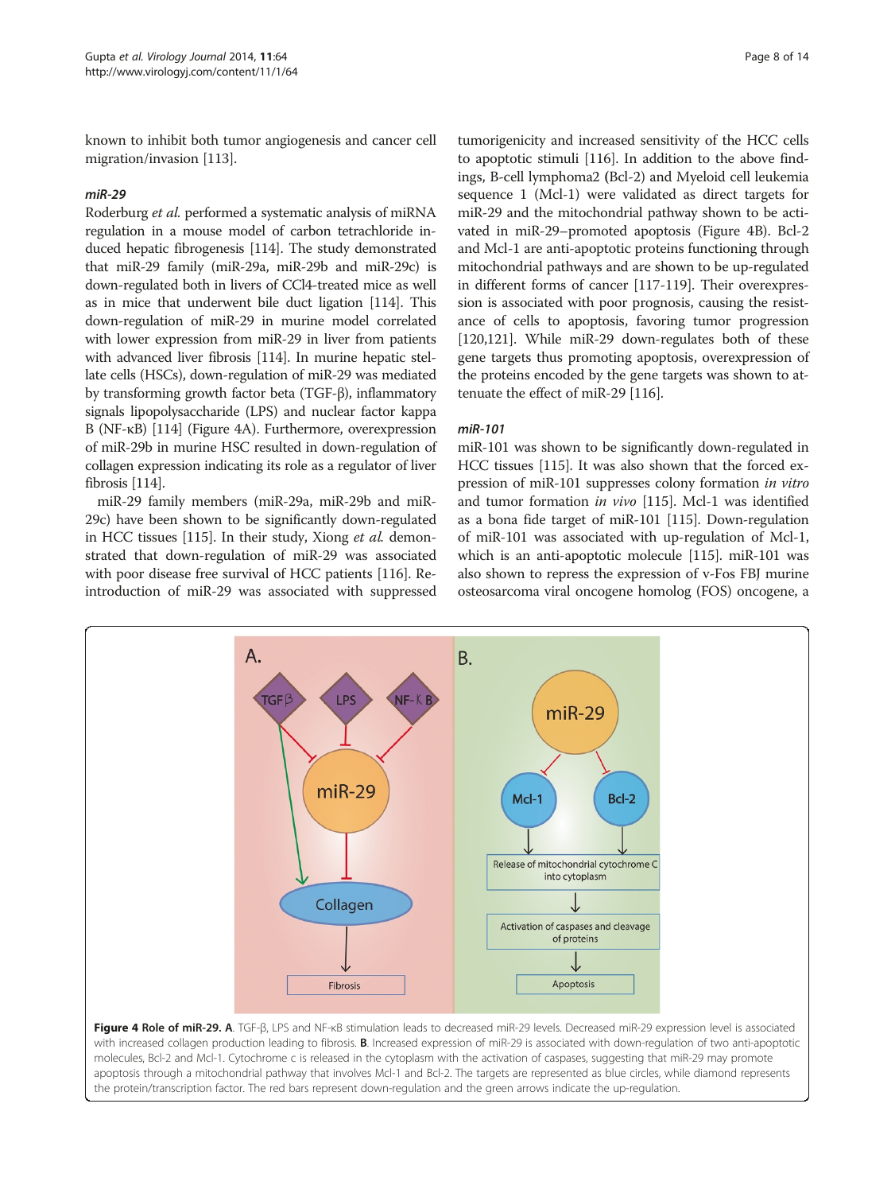known to inhibit both tumor angiogenesis and cancer cell migration/invasion [113].

### *miR-29*

Roderburg *et al.* performed a systematic analysis of miRNA regulation in a mouse model of carbon tetrachloride induced hepatic fibrogenesis [114]. The study demonstrated that miR-29 family (miR-29a, miR-29b and miR-29c) is down-regulated both in livers of CCl4-treated mice as well as in mice that underwent bile duct ligation [114]. This down-regulation of miR-29 in murine model correlated with lower expression from miR-29 in liver from patients with advanced liver fibrosis [114]. In murine hepatic stellate cells (HSCs), down-regulation of miR-29 was mediated by transforming growth factor beta (TGF-β), inflammatory signals lipopolysaccharide (LPS) and nuclear factor kappa B (NF-κB) [114] (Figure 4A). Furthermore, overexpression of miR-29b in murine HSC resulted in down-regulation of collagen expression indicating its role as a regulator of liver fibrosis [114].

miR-29 family members (miR-29a, miR-29b and miR-29c) have been shown to be significantly down-regulated in HCC tissues [115]. In their study, Xiong *et al.* demonstrated that down-regulation of miR-29 was associated with poor disease free survival of HCC patients [116]. Reintroduction of miR-29 was associated with suppressed tumorigenicity and increased sensitivity of the HCC cells to apoptotic stimuli [116]. In addition to the above findings, B-cell lymphoma2 (Bcl-2) and Myeloid cell leukemia sequence 1 (Mcl-1) were validated as direct targets for miR-29 and the mitochondrial pathway shown to be activated in miR-29–promoted apoptosis (Figure 4B). Bcl-2 and Mcl-1 are anti-apoptotic proteins functioning through mitochondrial pathways and are shown to be up-regulated in different forms of cancer [117-119]. Their overexpression is associated with poor prognosis, causing the resistance of cells to apoptosis, favoring tumor progression [120,121]. While miR-29 down-regulates both of these gene targets thus promoting apoptosis, overexpression of the proteins encoded by the gene targets was shown to attenuate the effect of miR-29 [116].

### *miR-101*

miR-101 was shown to be significantly down-regulated in HCC tissues [115]. It was also shown that the forced expression of miR-101 suppresses colony formation *in vitro* and tumor formation *in vivo* [115]. Mcl-1 was identified as a bona fide target of miR-101 [115]. Down-regulation of miR-101 was associated with up-regulation of Mcl-1, which is an anti-apoptotic molecule [115]. miR-101 was also shown to repress the expression of v-Fos FBJ murine osteosarcoma viral oncogene homolog (FOS) oncogene, a

**Figure 4 Role of miR-29. A**. TGF-β, LPS and NF-κB stimulation leads to decreased miR-29 levels. Decreased miR-29 expression level is associated with increased collagen production leading to fibrosis. **B**. Increased expression of miR-29 is associated with down-regulation of two anti-apoptotic molecules, Bcl-2 and Mcl-1. Cytochrome c is released in the cytoplasm with the activation of caspases, suggesting that miR-29 may promote apoptosis through a mitochondrial pathway that involves Mcl-1 and Bcl-2. The targets are represented as blue circles, while diamond represents the protein/transcription factor. The red bars represent down-regulation and the green arrows indicate the up-regulation.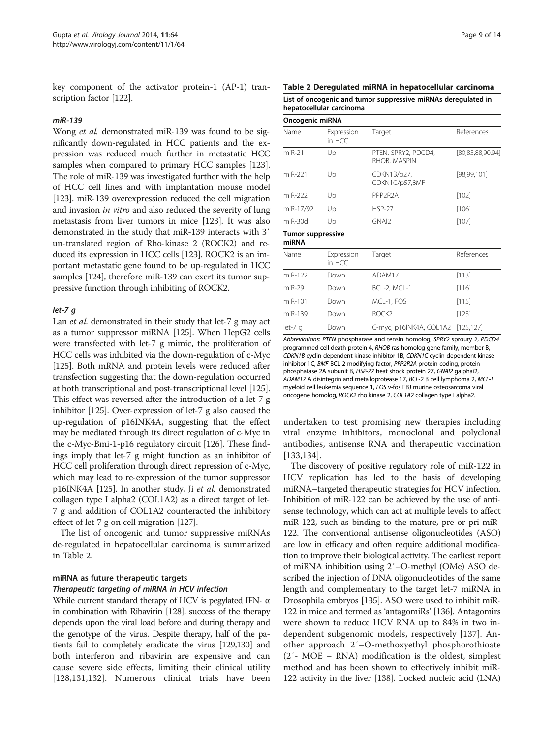key component of the activator protein-1 (AP-1) transcription factor [122].

#### *miR-139*

Wong *et al.* demonstrated miR-139 was found to be significantly down-regulated in HCC patients and the expression was reduced much further in metastatic HCC samples when compared to primary HCC samples [123]. The role of miR-139 was investigated further with the help of HCC cell lines and with implantation mouse model [123]. miR-139 overexpression reduced the cell migration and invasion *in vitro* and also reduced the severity of lung metastasis from liver tumors in mice [123]. It was also demonstrated in the study that miR-139 interacts with 3′ un-translated region of Rho-kinase 2 (ROCK2) and reduced its expression in HCC cells [123]. ROCK2 is an important metastatic gene found to be up-regulated in HCC samples [124], therefore miR-139 can exert its tumor suppressive function through inhibiting of ROCK2.

#### *let-7 g*

Lan *et al.* demonstrated in their study that let-7 g may act as a tumor suppressor miRNA [125]. When HepG2 cells were transfected with let-7 g mimic, the proliferation of HCC cells was inhibited via the down-regulation of c-Myc [125]. Both mRNA and protein levels were reduced after transfection suggesting that the down-regulation occurred at both transcriptional and post-transcriptional level [125]. This effect was reversed after the introduction of a let-7 g inhibitor [125]. Over-expression of let-7 g also caused the up-regulation of p16INK4A, suggesting that the effect may be mediated through its direct regulation of c-Myc in the c-Myc-Bmi-1-p16 regulatory circuit [126]. These findings imply that let-7 g might function as an inhibitor of HCC cell proliferation through direct repression of c-Myc, which may lead to re-expression of the tumor suppressor p16INK4A [125]. In another study, Ji *et al.* demonstrated collagen type I alpha2 (COL1A2) as a direct target of let-7 g and addition of COL1A2 counteracted the inhibitory effect of let-7 g on cell migration [127].

The list of oncogenic and tumor suppressive miRNAs de-regulated in hepatocellular carcinoma is summarized in Table 2.

**Table 2 Deregulated miRNA in hepatocellular carcinoma**

**List of oncogenic and tumor suppressive miRNAs deregulated in hepatocellular carcinoma**

| **Oncogenic miRNA** | | | |
|---|---|---|---|
| Name | Expression in HCC | Target | References |
| miR-21 | Up | PTEN, SPRY2, PDCD4, RHOB, MASPIN | [80,85,88,90,94] |
| miR-221 | Up | CDKN1B/p27, CDKN1C/p57,BMF | [98,99,101] |
| miR-222 | Up | PPP2R2A | [102] |
| miR-17/92 | Up | HSP-27 | [106] |
| miR-30d | Up | GNAI2 | [107] |
| **Tumor suppressive miRNA** | | | |
| Name | Expression in HCC | Target | References |
| miR-122 | Down | ADAM17 | [113] |
| miR-29 | Down | BCL-2, MCL-1 | [116] |
| miR-101 | Down | MCL-1, FOS | [115] |
| miR-139 | Down | ROCK2 | [123] |
| let-7 g | Down | C-myc, p16INK4A, COL1A2 | [125,127] |

*Abbreviations*: *PTEN* phosphatase and tensin homolog, *SPRY2* sprouty 2, *PDCD4* programmed cell death protein 4, *RHOB* ras homolog gene family, member B, *CDKN1B* cyclin-dependent kinase inhibitor 1B, *CDKN1C* cyclin-dependent kinase inhibitor 1C, *BMF* BCL-2 modifying factor, *PPP2R2A* protein-coding, protein phosphatase 2A subunit B, *HSP-27* heat shock protein 27, *GNAI2* galphai2, *ADAM17* A disintegrin and metalloprotease 17, *BCL-2* B cell lymphoma 2, *MCL-1* myeloid cell leukemia sequence 1, *FOS* v-fos FBJ murine osteosarcoma viral oncogene homolog, *ROCK2* rho kinase 2, *COL1A2* collagen type I alpha2.

## miRNA as future therapeutic targets

### *Therapeutic targeting of miRNA in HCV infection*

While current standard therapy of HCV is pegylated IFN- $\alpha$ in combination with Ribavirin [128], success of the therapy depends upon the viral load before and during therapy and the genotype of the virus. Despite therapy, half of the patients fail to completely eradicate the virus [129,130] and both interferon and ribavirin are expensive and can cause severe side effects, limiting their clinical utility [128,131,132]. Numerous clinical trials have been undertaken to test promising new therapies including viral enzyme inhibitors, monoclonal and polyclonal antibodies, antisense RNA and therapeutic vaccination [133,134].

The discovery of positive regulatory role of miR-122 in HCV replication has led to the basis of developing miRNA–targeted therapeutic strategies for HCV infection. Inhibition of miR-122 can be achieved by the use of antisense technology, which can act at multiple levels to affect miR-122, such as binding to the mature, pre or pri-miR-122. The conventional antisense oligonucleotides (ASO) are low in efficacy and often require additional modification to improve their biological activity. The earliest report of miRNA inhibition using 2′–O-methyl (OMe) ASO described the injection of DNA oligonucleotides of the same length and complementary to the target let-7 miRNA in Drosophila embryos [135]. ASO were used to inhibit miR-122 in mice and termed as 'antagomiRs' [136]. Antagomirs were shown to reduce HCV RNA up to 84% in two independent subgenomic models, respectively [137]. Another approach 2′–O-methoxyethyl phosphorothioate (2′- MOE – RNA) modification is the oldest, simplest method and has been shown to effectively inhibit miR-122 activity in the liver [138]. Locked nucleic acid (LNA)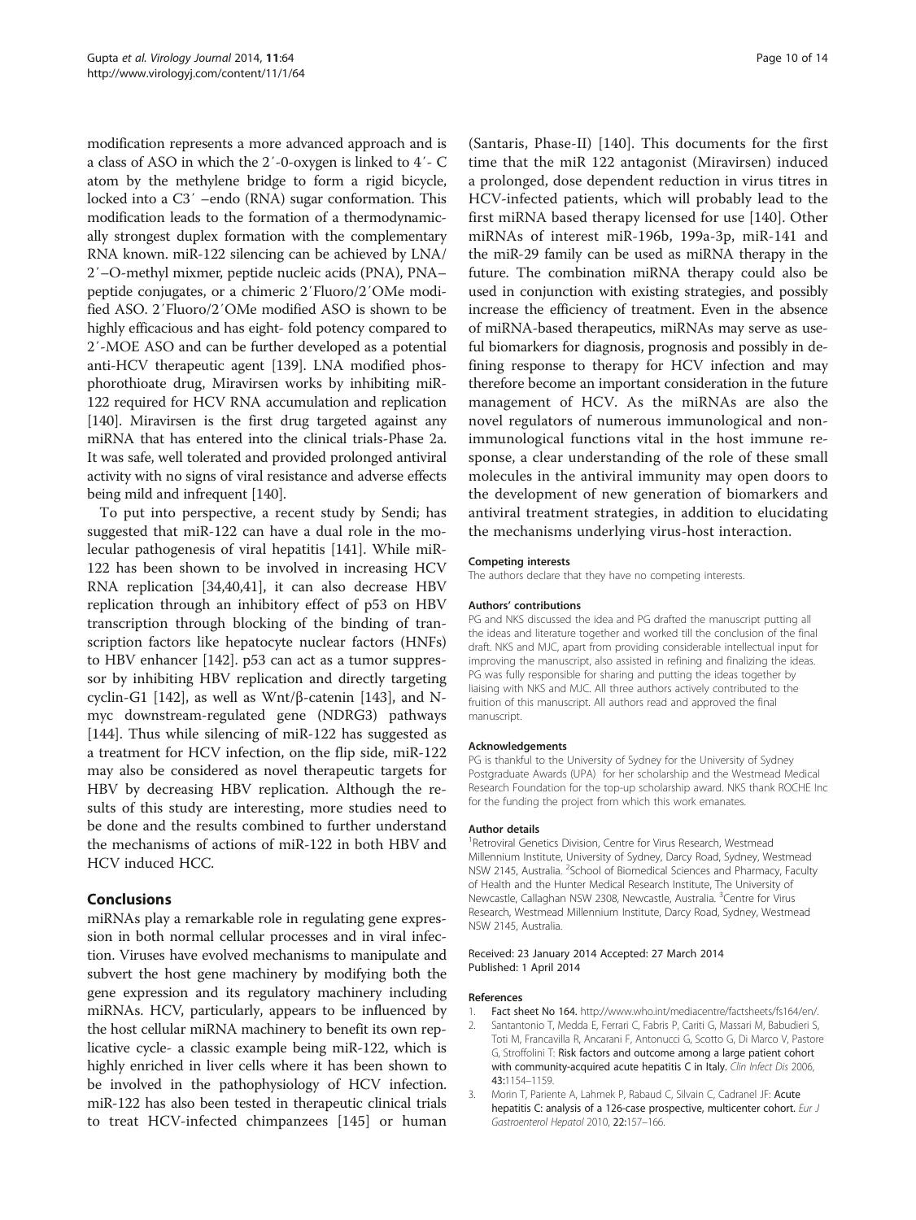modification represents a more advanced approach and is a class of ASO in which the 2′-0-oxygen is linked to 4′- C atom by the methylene bridge to form a rigid bicycle, locked into a C3′ –endo (RNA) sugar conformation. This modification leads to the formation of a thermodynamically strongest duplex formation with the complementary RNA known. miR-122 silencing can be achieved by LNA/2′–O-methyl mixmer, peptide nucleic acids (PNA), PNA–peptide conjugates, or a chimeric 2′Fluoro/2′OMe modified ASO. 2′Fluoro/2′OMe modified ASO is shown to be highly efficacious and has eight- fold potency compared to 2′-MOE ASO and can be further developed as a potential anti-HCV therapeutic agent [139]. LNA modified phosphorothioate drug, Miravirsen works by inhibiting miR-122 required for HCV RNA accumulation and replication [140]. Miravirsen is the first drug targeted against any miRNA that has entered into the clinical trials-Phase 2a. It was safe, well tolerated and provided prolonged antiviral activity with no signs of viral resistance and adverse effects being mild and infrequent [140].

To put into perspective, a recent study by Sendi; has suggested that miR-122 can have a dual role in the molecular pathogenesis of viral hepatitis [141]. While miR-122 has been shown to be involved in increasing HCV RNA replication [34,40,41], it can also decrease HBV replication through an inhibitory effect of p53 on HBV transcription through blocking of the binding of transcription factors like hepatocyte nuclear factors (HNFs) to HBV enhancer [142]. p53 can act as a tumor suppressor by inhibiting HBV replication and directly targeting cyclin-G1 [142], as well as Wnt/β-catenin [143], and N-myc downstream-regulated gene (NDRG3) pathways [144]. Thus while silencing of miR-122 has suggested as a treatment for HCV infection, on the flip side, miR-122 may also be considered as novel therapeutic targets for HBV by decreasing HBV replication. Although the results of this study are interesting, more studies need to be done and the results combined to further understand the mechanisms of actions of miR-122 in both HBV and HCV induced HCC.

## Conclusions

miRNAs play a remarkable role in regulating gene expression in both normal cellular processes and in viral infection. Viruses have evolved mechanisms to manipulate and subvert the host gene machinery by modifying both the gene expression and its regulatory machinery including miRNAs. HCV, particularly, appears to be influenced by the host cellular miRNA machinery to benefit its own replicative cycle- a classic example being miR-122, which is highly enriched in liver cells where it has been shown to be involved in the pathophysiology of HCV infection. miR-122 has also been tested in therapeutic clinical trials to treat HCV-infected chimpanzees [145] or human (Santaris, Phase-II) [140]. This documents for the first time that the miR 122 antagonist (Miravirsen) induced a prolonged, dose dependent reduction in virus titres in HCV-infected patients, which will probably lead to the first miRNA based therapy licensed for use [140]. Other miRNAs of interest miR-196b, 199a-3p, miR-141 and the miR-29 family can be used as miRNA therapy in the future. The combination miRNA therapy could also be used in conjunction with existing strategies, and possibly increase the efficiency of treatment. Even in the absence of miRNA-based therapeutics, miRNAs may serve as useful biomarkers for diagnosis, prognosis and possibly in defining response to therapy for HCV infection and may therefore become an important consideration in the future management of HCV. As the miRNAs are also the novel regulators of numerous immunological and non-immunological functions vital in the host immune response, a clear understanding of the role of these small molecules in the antiviral immunity may open doors to the development of new generation of biomarkers and antiviral treatment strategies, in addition to elucidating the mechanisms underlying virus-host interaction.

#### Competing interests

The authors declare that they have no competing interests.

#### Authors' contributions

PG and NKS discussed the idea and PG drafted the manuscript putting all the ideas and literature together and worked till the conclusion of the final draft. NKS and MJC, apart from providing considerable intellectual input for improving the manuscript, also assisted in refining and finalizing the ideas. PG was fully responsible for sharing and putting the ideas together by liaising with NKS and MJC. All three authors actively contributed to the fruition of this manuscript. All authors read and approved the final manuscript.

#### Acknowledgements

PG is thankful to the University of Sydney for the University of Sydney Postgraduate Awards (UPA) for her scholarship and the Westmead Medical Research Foundation for the top-up scholarship award. NKS thank ROCHE Inc for the funding the project from which this work emanates.

#### Author details

[1]Retroviral Genetics Division, Centre for Virus Research, Westmead Millennium Institute, University of Sydney, Darcy Road, Sydney, Westmead NSW 2145, Australia. [2]School of Biomedical Sciences and Pharmacy, Faculty of Health and the Hunter Medical Research Institute, The University of Newcastle, Callaghan NSW 2308, Newcastle, Australia. [3]Centre for Virus Research, Westmead Millennium Institute, Darcy Road, Sydney, Westmead NSW 2145, Australia.

Received: 23 January 2014 Accepted: 27 March 2014
Published: 1 April 2014

#### References

1. Fact sheet No 164. http://www.who.int/mediacentre/factsheets/fs164/en/.
2. Santantonio T, Medda E, Ferrari C, Fabris P, Cariti G, Massari M, Babudieri S, Toti M, Francavilla R, Ancarani F, Antonucci G, Scotto G, Di Marco V, Pastore G, Stroffolini T: Risk factors and outcome among a large patient cohort with community-acquired acute hepatitis C in Italy. *Clin Infect Dis* 2006, 43:1154–1159.
3. Morin T, Pariente A, Lahmek P, Rabaud C, Silvain C, Cadranel JF: Acute hepatitis C: analysis of a 126-case prospective, multicenter cohort. *Eur J Gastroenterol Hepatol* 2010, 22:157–166.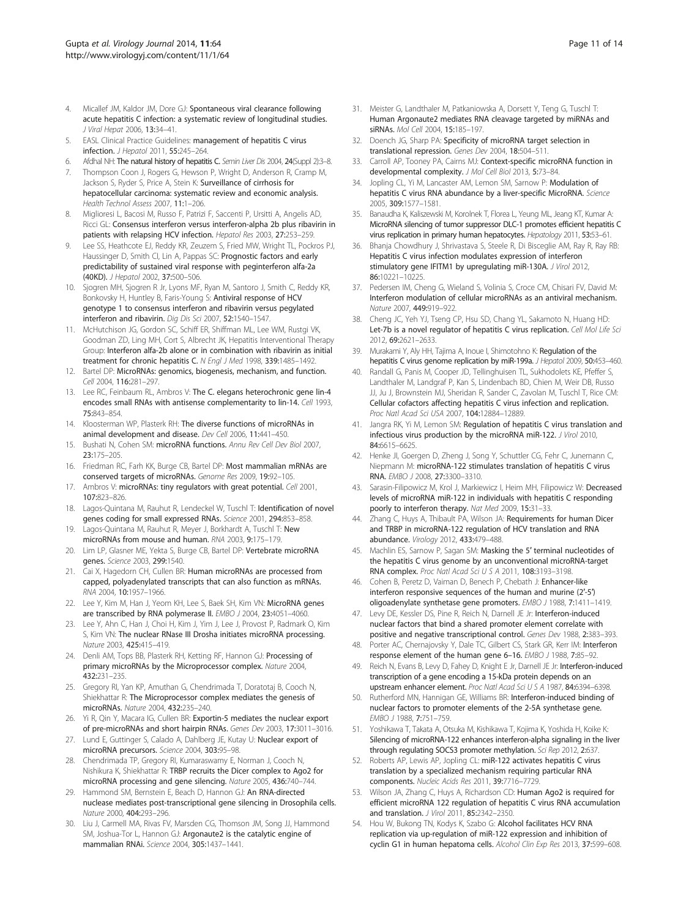4. Micallef JM, Kaldor JM, Dore GJ: **Spontaneous viral clearance following acute hepatitis C infection: a systematic review of longitudinal studies.** *J Viral Hepat* 2006, **13:**34–41.
5. EASL Clinical Practice Guidelines: **management of hepatitis C virus infection.** *J Hepatol* 2011, **55:**245–264.
6. Afdhal NH: **The natural history of hepatitis C.** *Semin Liver Dis* 2004, **24**(Suppl 2):3–8.
7. Thompson Coon J, Rogers G, Hewson P, Wright D, Anderson R, Cramp M, Jackson S, Ryder S, Price A, Stein K: **Surveillance of cirrhosis for hepatocellular carcinoma: systematic review and economic analysis.** *Health Technol Assess* 2007, **11:**1–206.
8. Miglioresi L, Bacosi M, Russo F, Patrizi F, Saccenti P, Ursitti A, Angelis AD, Ricci GL: **Consensus interferon versus interferon-alpha 2b plus ribavirin in patients with relapsing HCV infection.** *Hepatol Res* 2003, **27:**253–259.
9. Lee SS, Heathcote EJ, Reddy KR, Zeuzem S, Fried MW, Wright TL, Pockros PJ, Haussinger D, Smith CI, Lin A, Pappas SC: **Prognostic factors and early predictability of sustained viral response with peginterferon alfa-2a (40KD).** *J Hepatol* 2002, **37:**500–506.
10. Sjogren MH, Sjogren R Jr, Lyons MF, Ryan M, Santoro J, Smith C, Reddy KR, Bonkovsky H, Huntley B, Faris-Young S: **Antiviral response of HCV genotype 1 to consensus interferon and ribavirin versus pegylated interferon and ribavirin.** *Dig Dis Sci* 2007, **52:**1540–1547.
11. McHutchison JG, Gordon SC, Schiff ER, Shiffman ML, Lee WM, Rustgi VK, Goodman ZD, Ling MH, Cort S, Albrecht JK, Hepatitis Interventional Therapy Group: **Interferon alfa-2b alone or in combination with ribavirin as initial treatment for chronic hepatitis C.** *N Engl J Med* 1998, **339:**1485–1492.
12. Bartel DP: **MicroRNAs: genomics, biogenesis, mechanism, and function.** *Cell* 2004, **116:**281–297.
13. Lee RC, Feinbaum RL, Ambros V: **The C. elegans heterochronic gene lin-4 encodes small RNAs with antisense complementarity to lin-14.** *Cell* 1993, **75:**843–854.
14. Kloosterman WP, Plasterk RH: **The diverse functions of microRNAs in animal development and disease.** *Dev Cell* 2006, **11:**441–450.
15. Bushati N, Cohen SM: **microRNA functions.** *Annu Rev Cell Dev Biol* 2007, **23:**175–205.
16. Friedman RC, Farh KK, Burge CB, Bartel DP: **Most mammalian mRNAs are conserved targets of microRNAs.** *Genome Res* 2009, **19:**92–105.
17. Ambros V: **microRNAs: tiny regulators with great potential.** *Cell* 2001, **107:**823–826.
18. Lagos-Quintana M, Rauhut R, Lendeckel W, Tuschl T: **Identification of novel genes coding for small expressed RNAs.** *Science* 2001, **294:**853–858.
19. Lagos-Quintana M, Rauhut R, Meyer J, Borkhardt A, Tuschl T: **New microRNAs from mouse and human.** *RNA* 2003, **9:**175–179.
20. Lim LP, Glasner ME, Yekta S, Burge CB, Bartel DP: **Vertebrate microRNA genes.** *Science* 2003, **299:**1540.
21. Cai X, Hagedorn CH, Cullen BR: **Human microRNAs are processed from capped, polyadenylated transcripts that can also function as mRNAs.** *RNA* 2004, **10:**1957–1966.
22. Lee Y, Kim M, Han J, Yeom KH, Lee S, Baek SH, Kim VN: **MicroRNA genes are transcribed by RNA polymerase II.** *EMBO J* 2004, **23:**4051–4060.
23. Lee Y, Ahn C, Han J, Choi H, Kim J, Yim J, Lee J, Provost P, Radmark O, Kim S, Kim VN: **The nuclear RNase III Drosha initiates microRNA processing.** *Nature* 2003, **425:**415–419.
24. Denli AM, Tops BB, Plasterk RH, Ketting RF, Hannon GJ: **Processing of primary microRNAs by the Microprocessor complex.** *Nature* 2004, **432:**231–235.
25. Gregory RI, Yan KP, Amuthan G, Chendrimada T, Doratotaj B, Cooch N, Shiekhattar R: **The Microprocessor complex mediates the genesis of microRNAs.** *Nature* 2004, **432:**235–240.
26. Yi R, Qin Y, Macara IG, Cullen BR: **Exportin-5 mediates the nuclear export of pre-microRNAs and short hairpin RNAs.** *Genes Dev* 2003, **17:**3011–3016.
27. Lund E, Guttinger S, Calado A, Dahlberg JE, Kutay U: **Nuclear export of microRNA precursors.** *Science* 2004, **303:**95–98.
28. Chendrimada TP, Gregory RI, Kumaraswamy E, Norman J, Cooch N, Nishikura K, Shiekhattar R: **TRBP recruits the Dicer complex to Ago2 for microRNA processing and gene silencing.** *Nature* 2005, **436:**740–744.
29. Hammond SM, Bernstein E, Beach D, Hannon GJ: **An RNA-directed nuclease mediates post-transcriptional gene silencing in Drosophila cells.** *Nature* 2000, **404:**293–296.
30. Liu J, Carmell MA, Rivas FV, Marsden CG, Thomson JM, Song JJ, Hammond SM, Joshua-Tor L, Hannon GJ: **Argonaute2 is the catalytic engine of mammalian RNAi.** *Science* 2004, **305:**1437–1441.
31. Meister G, Landthaler M, Patkaniowska A, Dorsett Y, Teng G, Tuschl T: **Human Argonaute2 mediates RNA cleavage targeted by miRNAs and siRNAs.** *Mol Cell* 2004, **15:**185–197.
32. Doench JG, Sharp PA: **Specificity of microRNA target selection in translational repression.** *Genes Dev* 2004, **18:**504–511.
33. Carroll AP, Tooney PA, Cairns MJ: **Context-specific microRNA function in developmental complexity.** *J Mol Cell Biol* 2013, **5:**73–84.
34. Jopling CL, Yi M, Lancaster AM, Lemon SM, Sarnow P: **Modulation of hepatitis C virus RNA abundance by a liver-specific MicroRNA.** *Science* 2005, **309:**1577–1581.
35. Banaudha K, Kaliszewski M, Korolnek T, Florea L, Yeung ML, Jeang KT, Kumar A: **MicroRNA silencing of tumor suppressor DLC-1 promotes efficient hepatitis C virus replication in primary human hepatocytes.** *Hepatology* 2011, **53:**53–61.
36. Bhanja Chowdhury J, Shrivastava S, Steele R, Di Bisceglie AM, Ray R, Ray RB: **Hepatitis C virus infection modulates expression of interferon stimulatory gene IFITM1 by upregulating miR-130A.** *J Virol* 2012, **86:**10221–10225.
37. Pedersen IM, Cheng G, Wieland S, Volinia S, Croce CM, Chisari FV, David M: **Interferon modulation of cellular microRNAs as an antiviral mechanism.** *Nature* 2007, **449:**919–922.
38. Cheng JC, Yeh YJ, Tseng CP, Hsu SD, Chang YL, Sakamoto N, Huang HD: **Let-7b is a novel regulator of hepatitis C virus replication.** *Cell Mol Life Sci* 2012, **69:**2621–2633.
39. Murakami Y, Aly HH, Tajima A, Inoue I, Shimotohno K: **Regulation of the hepatitis C virus genome replication by miR-199a.** *J Hepatol* 2009, **50:**453–460.
40. Randall G, Panis M, Cooper JD, Tellinghuisen TL, Sukhodolets KE, Pfeffer S, Landthaler M, Landgraf P, Kan S, Lindenbach BD, Chien M, Weir DB, Russo JJ, Ju J, Brownstein MJ, Sheridan R, Sander C, Zavolan M, Tuschl T, Rice CM: **Cellular cofactors affecting hepatitis C virus infection and replication.** *Proc Natl Acad Sci USA* 2007, **104:**12884–12889.
41. Jangra RK, Yi M, Lemon SM: **Regulation of hepatitis C virus translation and infectious virus production by the microRNA miR-122.** *J Virol* 2010, **84:**6615–6625.
42. Henke JI, Goergen D, Zheng J, Song Y, Schuttler CG, Fehr C, Junemann C, Niepmann M: **microRNA-122 stimulates translation of hepatitis C virus RNA.** *EMBO J* 2008, **27:**3300–3310.
43. Sarasin-Filipowicz M, Krol J, Markiewicz I, Heim MH, Filipowicz W: **Decreased levels of microRNA miR-122 in individuals with hepatitis C responding poorly to interferon therapy.** *Nat Med* 2009, **15:**31–33.
44. Zhang C, Huys A, Thibault PA, Wilson JA: **Requirements for human Dicer and TRBP in microRNA-122 regulation of HCV translation and RNA abundance.** *Virology* 2012, **433:**479–488.
45. Machlin ES, Sarnow P, Sagan SM: **Masking the 5′ terminal nucleotides of the hepatitis C virus genome by an unconventional microRNA-target RNA complex.** *Proc Natl Acad Sci U S A* 2011, **108:**3193–3198.
46. Cohen B, Peretz D, Vaiman D, Benech P, Chebath J: **Enhancer-like interferon responsive sequences of the human and murine (2′-5′) oligoadenylate synthetase gene promoters.** *EMBO J* 1988, **7:**1411–1419.
47. Levy DE, Kessler DS, Pine R, Reich N, Darnell JE Jr: **Interferon-induced nuclear factors that bind a shared promoter element correlate with positive and negative transcriptional control.** *Genes Dev* 1988, **2:**383–393.
48. Porter AC, Chernajovsky Y, Dale TC, Gilbert CS, Stark GR, Kerr IM: **Interferon response element of the human gene 6–16.** *EMBO J* 1988, **7:**85–92.
49. Reich N, Evans B, Levy D, Fahey D, Knight E Jr, Darnell JE Jr: **Interferon-induced transcription of a gene encoding a 15-kDa protein depends on an upstream enhancer element.** *Proc Natl Acad Sci U S A* 1987, **84:**6394–6398.
50. Rutherford MN, Hannigan GE, Williams BR: **Interferon-induced binding of nuclear factors to promoter elements of the 2-5A synthetase gene.** *EMBO J* 1988, **7:**751–759.
51. Yoshikawa T, Takata A, Otsuka M, Kishikawa T, Kojima K, Yoshida H, Koike K: **Silencing of microRNA-122 enhances interferon-alpha signaling in the liver through regulating SOCS3 promoter methylation.** *Sci Rep* 2012, **2:**637.
52. Roberts AP, Lewis AP, Jopling CL: **miR-122 activates hepatitis C virus translation by a specialized mechanism requiring particular RNA components.** *Nucleic Acids Res* 2011, **39:**7716–7729.
53. Wilson JA, Zhang C, Huys A, Richardson CD: **Human Ago2 is required for efficient microRNA 122 regulation of hepatitis C virus RNA accumulation and translation.** *J Virol* 2011, **85:**2342–2350.
54. Hou W, Bukong TN, Kodys K, Szabo G: **Alcohol facilitates HCV RNA replication via up-regulation of miR-122 expression and inhibition of cyclin G1 in human hepatoma cells.** *Alcohol Clin Exp Res* 2013, **37:**599–608.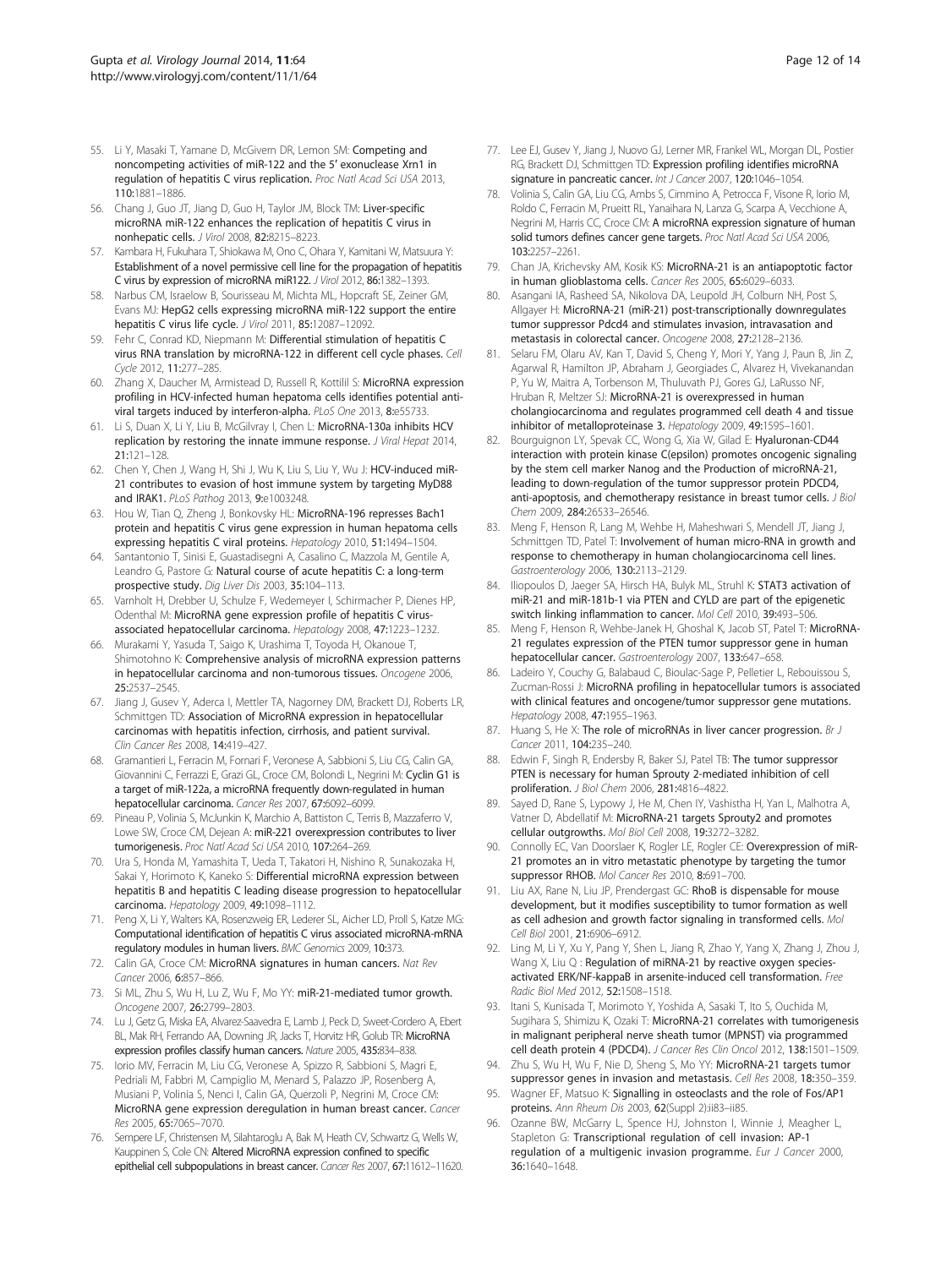55. Li Y, Masaki T, Yamane D, McGivern DR, Lemon SM: **Competing and noncompeting activities of miR-122 and the 5′ exonuclease Xrn1 in regulation of hepatitis C virus replication.** *Proc Natl Acad Sci USA* 2013, **110:**1881–1886.
56. Chang J, Guo JT, Jiang D, Guo H, Taylor JM, Block TM: **Liver-specific microRNA miR-122 enhances the replication of hepatitis C virus in nonhepatic cells.** *J Virol* 2008, **82:**8215–8223.
57. Kambara H, Fukuhara T, Shiokawa M, Ono C, Ohara Y, Kamitani W, Matsuura Y: **Establishment of a novel permissive cell line for the propagation of hepatitis C virus by expression of microRNA miR122.** *J Virol* 2012, **86:**1382–1393.
58. Narbus CM, Israelow B, Sourisseau M, Michta ML, Hopcraft SE, Zeiner GM, Evans MJ: **HepG2 cells expressing microRNA miR-122 support the entire hepatitis C virus life cycle.** *J Virol* 2011, **85:**12087–12092.
59. Fehr C, Conrad KD, Niepmann M: **Differential stimulation of hepatitis C virus RNA translation by microRNA-122 in different cell cycle phases.** *Cell Cycle* 2012, **11:**277–285.
60. Zhang X, Daucher M, Armistead D, Russell R, Kottilil S: **MicroRNA expression profiling in HCV-infected human hepatoma cells identifies potential anti-viral targets induced by interferon-alpha.** *PLoS One* 2013, **8:**e55733.
61. Li S, Duan X, Li Y, Liu B, McGilvray I, Chen L: **MicroRNA-130a inhibits HCV replication by restoring the innate immune response.** *J Viral Hepat* 2014, **21:**121–128.
62. Chen Y, Chen J, Wang H, Shi J, Wu K, Liu S, Liu Y, Wu J: **HCV-induced miR-21 contributes to evasion of host immune system by targeting MyD88 and IRAK1.** *PLoS Pathog* 2013, **9:**e1003248.
63. Hou W, Tian Q, Zheng J, Bonkovsky HL: **MicroRNA-196 represses Bach1 protein and hepatitis C virus gene expression in human hepatoma cells expressing hepatitis C viral proteins.** *Hepatology* 2010, **51:**1494–1504.
64. Santantonio T, Sinisi E, Guastadisegni A, Casalino C, Mazzola M, Gentile A, Leandro G, Pastore G: **Natural course of acute hepatitis C: a long-term prospective study.** *Dig Liver Dis* 2003, **35:**104–113.
65. Varnholt H, Drebber U, Schulze F, Wedemeyer I, Schirmacher P, Dienes HP, Odenthal M: **MicroRNA gene expression profile of hepatitis C virus-associated hepatocellular carcinoma.** *Hepatology* 2008, **47:**1223–1232.
66. Murakami Y, Yasuda T, Saigo K, Urashima T, Toyoda H, Okanoue T, Shimotohno K: **Comprehensive analysis of microRNA expression patterns in hepatocellular carcinoma and non-tumorous tissues.** *Oncogene* 2006, **25:**2537–2545.
67. Jiang J, Gusev Y, Aderca I, Mettler TA, Nagorney DM, Brackett DJ, Roberts LR, Schmittgen TD: **Association of MicroRNA expression in hepatocellular carcinomas with hepatitis infection, cirrhosis, and patient survival.** *Clin Cancer Res* 2008, **14:**419–427.
68. Gramantieri L, Ferracin M, Fornari F, Veronese A, Sabbioni S, Liu CG, Calin GA, Giovannini C, Ferrazzi E, Grazi GL, Croce CM, Bolondi L, Negrini M: **Cyclin G1 is a target of miR-122a, a microRNA frequently down-regulated in human hepatocellular carcinoma.** *Cancer Res* 2007, **67:**6092–6099.
69. Pineau P, Volinia S, McJunkin K, Marchio A, Battiston C, Terris B, Mazzaferro V, Lowe SW, Croce CM, Dejean A: **miR-221 overexpression contributes to liver tumorigenesis.** *Proc Natl Acad Sci USA* 2010, **107:**264–269.
70. Ura S, Honda M, Yamashita T, Ueda T, Takatori H, Nishino R, Sunakozaka H, Sakai Y, Horimoto K, Kaneko S: **Differential microRNA expression between hepatitis B and hepatitis C leading disease progression to hepatocellular carcinoma.** *Hepatology* 2009, **49:**1098–1112.
71. Peng X, Li Y, Walters KA, Rosenzweig ER, Lederer SL, Aicher LD, Proll S, Katze MG: **Computational identification of hepatitis C virus associated microRNA-mRNA regulatory modules in human livers.** *BMC Genomics* 2009, **10:**373.
72. Calin GA, Croce CM: **MicroRNA signatures in human cancers.** *Nat Rev Cancer* 2006, **6:**857–866.
73. Si ML, Zhu S, Wu H, Lu Z, Wu F, Mo YY: **miR-21-mediated tumor growth.** *Oncogene* 2007, **26:**2799–2803.
74. Lu J, Getz G, Miska EA, Alvarez-Saavedra E, Lamb J, Peck D, Sweet-Cordero A, Ebert BL, Mak RH, Ferrando AA, Downing JR, Jacks T, Horvitz HR, Golub TR: **MicroRNA expression profiles classify human cancers.** *Nature* 2005, **435:**834–838.
75. Iorio MV, Ferracin M, Liu CG, Veronese A, Spizzo R, Sabbioni S, Magri E, Pedriali M, Fabbri M, Campiglio M, Menard S, Palazzo JP, Rosenberg A, Musiani P, Volinia S, Nenci I, Calin GA, Querzoli P, Negrini M, Croce CM: **MicroRNA gene expression deregulation in human breast cancer.** *Cancer Res* 2005, **65:**7065–7070.
76. Sempere LF, Christensen M, Silahtaroglu A, Bak M, Heath CV, Schwartz G, Wells W, Kauppinen S, Cole CN: **Altered MicroRNA expression confined to specific epithelial cell subpopulations in breast cancer.** *Cancer Res* 2007, **67:**11612–11620.
77. Lee EJ, Gusev Y, Jiang J, Nuovo GJ, Lerner MR, Frankel WL, Morgan DL, Postier RG, Brackett DJ, Schmittgen TD: **Expression profiling identifies microRNA signature in pancreatic cancer.** *Int J Cancer* 2007, **120:**1046–1054.
78. Volinia S, Calin GA, Liu CG, Ambs S, Cimmino A, Petrocca F, Visone R, Iorio M, Roldo C, Ferracin M, Prueitt RL, Yanaihara N, Lanza G, Scarpa A, Vecchione A, Negrini M, Harris CC, Croce CM: **A microRNA expression signature of human solid tumors defines cancer gene targets.** *Proc Natl Acad Sci USA* 2006, **103:**2257–2261.
79. Chan JA, Krichevsky AM, Kosik KS: **MicroRNA-21 is an antiapoptotic factor in human glioblastoma cells.** *Cancer Res* 2005, **65:**6029–6033.
80. Asangani IA, Rasheed SA, Nikolova DA, Leupold JH, Colburn NH, Post S, Allgayer H: **MicroRNA-21 (miR-21) post-transcriptionally downregulates tumor suppressor Pdcd4 and stimulates invasion, intravasation and metastasis in colorectal cancer.** *Oncogene* 2008, **27:**2128–2136.
81. Selaru FM, Olaru AV, Kan T, David S, Cheng Y, Mori Y, Yang J, Paun B, Jin Z, Agarwal R, Hamilton JP, Abraham J, Georgiades C, Alvarez H, Vivekanandan P, Yu W, Maitra A, Torbenson M, Thuluvath PJ, Gores GJ, LaRusso NF, Hruban R, Meltzer SJ: **MicroRNA-21 is overexpressed in human cholangiocarcinoma and regulates programmed cell death 4 and tissue inhibitor of metalloproteinase 3.** *Hepatology* 2009, **49:**1595–1601.
82. Bourguignon LY, Spevak CC, Wong G, Xia W, Gilad E: **Hyaluronan-CD44 interaction with protein kinase C(epsilon) promotes oncogenic signaling by the stem cell marker Nanog and the Production of microRNA-21, leading to down-regulation of the tumor suppressor protein PDCD4, anti-apoptosis, and chemotherapy resistance in breast tumor cells.** *J Biol Chem* 2009, **284:**26533–26546.
83. Meng F, Henson R, Lang M, Wehbe H, Maheshwari S, Mendell JT, Jiang J, Schmittgen TD, Patel T: **Involvement of human micro-RNA in growth and response to chemotherapy in human cholangiocarcinoma cell lines.** *Gastroenterology* 2006, **130:**2113–2129.
84. Iliopoulos D, Jaeger SA, Hirsch HA, Bulyk ML, Struhl K: **STAT3 activation of miR-21 and miR-181b-1 via PTEN and CYLD are part of the epigenetic switch linking inflammation to cancer.** *Mol Cell* 2010, **39:**493–506.
85. Meng F, Henson R, Wehbe-Janek H, Ghoshal K, Jacob ST, Patel T: **MicroRNA-21 regulates expression of the PTEN tumor suppressor gene in human hepatocellular cancer.** *Gastroenterology* 2007, **133:**647–658.
86. Ladeiro Y, Couchy G, Balabaud C, Bioulac-Sage P, Pelletier L, Rebouissou S, Zucman-Rossi J: **MicroRNA profiling in hepatocellular tumors is associated with clinical features and oncogene/tumor suppressor gene mutations.** *Hepatology* 2008, **47:**1955–1963.
87. Huang S, He X: **The role of microRNAs in liver cancer progression.** *Br J Cancer* 2011, **104:**235–240.
88. Edwin F, Singh R, Endersby R, Baker SJ, Patel TB: **The tumor suppressor PTEN is necessary for human Sprouty 2-mediated inhibition of cell proliferation.** *J Biol Chem* 2006, **281:**4816–4822.
89. Sayed D, Rane S, Lypowy J, He M, Chen IY, Vashistha H, Yan L, Malhotra A, Vatner D, Abdellatif M: **MicroRNA-21 targets Sprouty2 and promotes cellular outgrowths.** *Mol Biol Cell* 2008, **19:**3272–3282.
90. Connolly EC, Van Doorslaer K, Rogler LE, Rogler CE: **Overexpression of miR-21 promotes an in vitro metastatic phenotype by targeting the tumor suppressor RHOB.** *Mol Cancer Res* 2010, **8:**691–700.
91. Liu AX, Rane N, Liu JP, Prendergast GC: **RhoB is dispensable for mouse development, but it modifies susceptibility to tumor formation as well as cell adhesion and growth factor signaling in transformed cells.** *Mol Cell Biol* 2001, **21:**6906–6912.
92. Ling M, Li Y, Xu Y, Pang Y, Shen L, Jiang R, Zhao Y, Yang X, Zhang J, Zhou J, Wang X, Liu Q : **Regulation of miRNA-21 by reactive oxygen species-activated ERK/NF-kappaB in arsenite-induced cell transformation.** *Free Radic Biol Med* 2012, **52:**1508–1518.
93. Itani S, Kunisada T, Morimoto Y, Yoshida A, Sasaki T, Ito S, Ouchida M, Sugihara S, Shimizu K, Ozaki T: **MicroRNA-21 correlates with tumorigenesis in malignant peripheral nerve sheath tumor (MPNST) via programmed cell death protein 4 (PDCD4).** *J Cancer Res Clin Oncol* 2012, **138:**1501–1509.
94. Zhu S, Wu H, Wu F, Nie D, Sheng S, Mo YY: **MicroRNA-21 targets tumor suppressor genes in invasion and metastasis.** *Cell Res* 2008, **18:**350–359.
95. Wagner EF, Matsuo K: **Signalling in osteoclasts and the role of Fos/AP1 proteins.** *Ann Rheum Dis* 2003, **62**(Suppl 2):ii83–ii85.
96. Ozanne BW, McGarry L, Spence HJ, Johnston I, Winnie J, Meagher L, Stapleton G: **Transcriptional regulation of cell invasion: AP-1 regulation of a multigenic invasion programme.** *Eur J Cancer* 2000, **36:**1640–1648.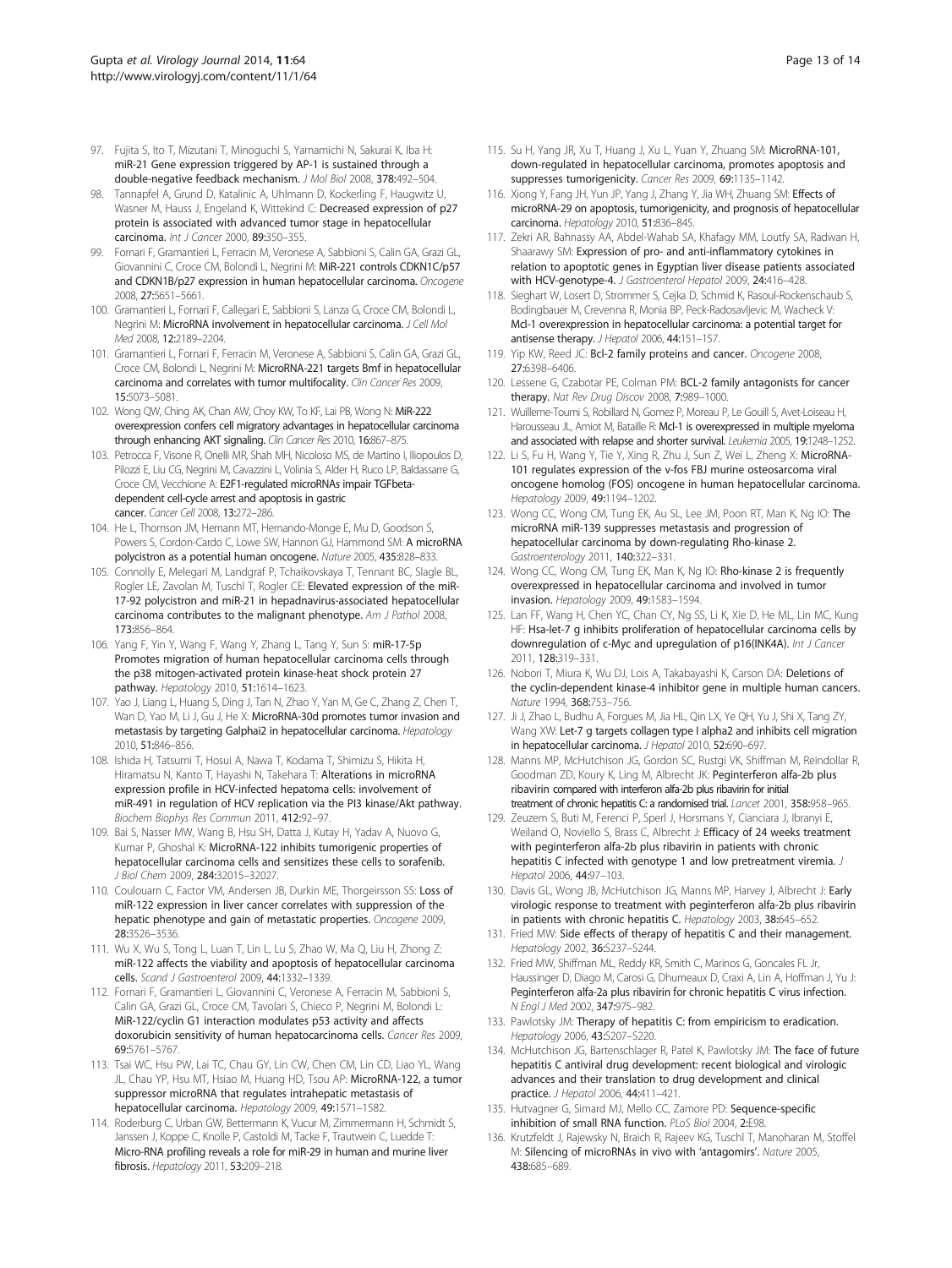97. Fujita S, Ito T, Mizutani T, Minoguchi S, Yamamichi N, Sakurai K, Iba H: **miR-21 Gene expression triggered by AP-1 is sustained through a double-negative feedback mechanism.** *J Mol Biol* 2008, **378:**492–504.
98. Tannapfel A, Grund D, Katalinic A, Uhlmann D, Kockerling F, Haugwitz U, Wasner M, Hauss J, Engeland K, Wittekind C: **Decreased expression of p27 protein is associated with advanced tumor stage in hepatocellular carcinoma.** *Int J Cancer* 2000, **89:**350–355.
99. Fornari F, Gramantieri L, Ferracin M, Veronese A, Sabbioni S, Calin GA, Grazi GL, Giovannini C, Croce CM, Bolondi L, Negrini M: **MiR-221 controls CDKN1C/p57 and CDKN1B/p27 expression in human hepatocellular carcinoma.** *Oncogene* 2008, **27:**5651–5661.
100. Gramantieri L, Fornari F, Callegari E, Sabbioni S, Lanza G, Croce CM, Bolondi L, Negrini M: **MicroRNA involvement in hepatocellular carcinoma.** *J Cell Mol Med* 2008, **12:**2189–2204.
101. Gramantieri L, Fornari F, Ferracin M, Veronese A, Sabbioni S, Calin GA, Grazi GL, Croce CM, Bolondi L, Negrini M: **MicroRNA-221 targets Bmf in hepatocellular carcinoma and correlates with tumor multifocality.** *Clin Cancer Res* 2009, **15:**5073–5081.
102. Wong QW, Ching AK, Chan AW, Choy KW, To KF, Lai PB, Wong N: **MiR-222 overexpression confers cell migratory advantages in hepatocellular carcinoma through enhancing AKT signaling.** *Clin Cancer Res* 2010, **16:**867–875.
103. Petrocca F, Visone R, Onelli MR, Shah MH, Nicoloso MS, de Martino I, Iliopoulos D, Pilozzi E, Liu CG, Negrini M, Cavazzini L, Volinia S, Alder H, Ruco LP, Baldassarre G, Croce CM, Vecchione A: **E2F1-regulated microRNAs impair TGFbeta-dependent cell-cycle arrest and apoptosis in gastric cancer.** *Cancer Cell* 2008, **13:**272–286.
104. He L, Thomson JM, Hemann MT, Hernando-Monge E, Mu D, Goodson S, Powers S, Cordon-Cardo C, Lowe SW, Hannon GJ, Hammond SM: **A microRNA polycistron as a potential human oncogene.** *Nature* 2005, **435:**828–833.
105. Connolly E, Melegari M, Landgraf P, Tchaikovskaya T, Tennant BC, Slagle BL, Rogler LE, Zavolan M, Tuschl T, Rogler CE: **Elevated expression of the miR-17-92 polycistron and miR-21 in hepadnavirus-associated hepatocellular carcinoma contributes to the malignant phenotype.** *Am J Pathol* 2008, **173:**856–864.
106. Yang F, Yin Y, Wang F, Wang Y, Zhang L, Tang Y, Sun S: **miR-17-5p Promotes migration of human hepatocellular carcinoma cells through the p38 mitogen-activated protein kinase-heat shock protein 27 pathway.** *Hepatology* 2010, **51:**1614–1623.
107. Yao J, Liang L, Huang S, Ding J, Tan N, Zhao Y, Yan M, Ge C, Zhang Z, Chen T, Wan D, Yao M, Li J, Gu J, He X: **MicroRNA-30d promotes tumor invasion and metastasis by targeting Galphai2 in hepatocellular carcinoma.** *Hepatology* 2010, **51:**846–856.
108. Ishida H, Tatsumi T, Hosui A, Nawa T, Kodama T, Shimizu S, Hikita H, Hiramatsu N, Kanto T, Hayashi N, Takehara T: **Alterations in microRNA expression profile in HCV-infected hepatoma cells: involvement of miR-491 in regulation of HCV replication via the PI3 kinase/Akt pathway.** *Biochem Biophys Res Commun* 2011, **412:**92–97.
109. Bai S, Nasser MW, Wang B, Hsu SH, Datta J, Kutay H, Yadav A, Nuovo G, Kumar P, Ghoshal K: **MicroRNA-122 inhibits tumorigenic properties of hepatocellular carcinoma cells and sensitizes these cells to sorafenib.** *J Biol Chem* 2009, **284:**32015–32027.
110. Coulouarn C, Factor VM, Andersen JB, Durkin ME, Thorgeirsson SS: **Loss of miR-122 expression in liver cancer correlates with suppression of the hepatic phenotype and gain of metastatic properties.** *Oncogene* 2009, **28:**3526–3536.
111. Wu X, Wu S, Tong L, Luan T, Lin L, Lu S, Zhao W, Ma Q, Liu H, Zhong Z: **miR-122 affects the viability and apoptosis of hepatocellular carcinoma cells.** *Scand J Gastroenterol* 2009, **44:**1332–1339.
112. Fornari F, Gramantieri L, Giovannini C, Veronese A, Ferracin M, Sabbioni S, Calin GA, Grazi GL, Croce CM, Tavolari S, Chieco P, Negrini M, Bolondi L: **MiR-122/cyclin G1 interaction modulates p53 activity and affects doxorubicin sensitivity of human hepatocarcinoma cells.** *Cancer Res* 2009, **69:**5761–5767.
113. Tsai WC, Hsu PW, Lai TC, Chau GY, Lin CW, Chen CM, Lin CD, Liao YL, Wang JL, Chau YP, Hsu MT, Hsiao M, Huang HD, Tsou AP: **MicroRNA-122, a tumor suppressor microRNA that regulates intrahepatic metastasis of hepatocellular carcinoma.** *Hepatology* 2009, **49:**1571–1582.
114. Roderburg C, Urban GW, Bettermann K, Vucur M, Zimmermann H, Schmidt S, Janssen J, Koppe C, Knolle P, Castoldi M, Tacke F, Trautwein C, Luedde T: **Micro-RNA profiling reveals a role for miR-29 in human and murine liver fibrosis.** *Hepatology* 2011, **53:**209–218.
115. Su H, Yang JR, Xu T, Huang J, Xu L, Yuan Y, Zhuang SM: **MicroRNA-101, down-regulated in hepatocellular carcinoma, promotes apoptosis and suppresses tumorigenicity.** *Cancer Res* 2009, **69:**1135–1142.
116. Xiong Y, Fang JH, Yun JP, Yang J, Zhang Y, Jia WH, Zhuang SM: **Effects of microRNA-29 on apoptosis, tumorigenicity, and prognosis of hepatocellular carcinoma.** *Hepatology* 2010, **51:**836–845.
117. Zekri AR, Bahnassy AA, Abdel-Wahab SA, Khafagy MM, Loutfy SA, Radwan H, Shaarawy SM: **Expression of pro- and anti-inflammatory cytokines in relation to apoptotic genes in Egyptian liver disease patients associated with HCV-genotype-4.** *J Gastroenterol Hepatol* 2009, **24:**416–428.
118. Sieghart W, Losert D, Strommer S, Cejka D, Schmid K, Rasoul-Rockenschaub S, Bodingbauer M, Crevenna R, Monia BP, Peck-Radosavljevic M, Wacheck V: **Mcl-1 overexpression in hepatocellular carcinoma: a potential target for antisense therapy.** *J Hepatol* 2006, **44:**151–157.
119. Yip KW, Reed JC: **Bcl-2 family proteins and cancer.** *Oncogene* 2008, **27:**6398–6406.
120. Lessene G, Czabotar PE, Colman PM: **BCL-2 family antagonists for cancer therapy.** *Nat Rev Drug Discov* 2008, **7:**989–1000.
121. Wuilleme-Toumi S, Robillard N, Gomez P, Moreau P, Le Gouill S, Avet-Loiseau H, Harousseau JL, Amiot M, Bataille R: **Mcl-1 is overexpressed in multiple myeloma and associated with relapse and shorter survival.** *Leukemia* 2005, **19:**1248–1252.
122. Li S, Fu H, Wang Y, Tie Y, Xing R, Zhu J, Sun Z, Wei L, Zheng X: **MicroRNA-101 regulates expression of the v-fos FBJ murine osteosarcoma viral oncogene homolog (FOS) oncogene in human hepatocellular carcinoma.** *Hepatology* 2009, **49:**1194–1202.
123. Wong CC, Wong CM, Tung EK, Au SL, Lee JM, Poon RT, Man K, Ng IO: **The microRNA miR-139 suppresses metastasis and progression of hepatocellular carcinoma by down-regulating Rho-kinase 2.** *Gastroenterology* 2011, **140:**322–331.
124. Wong CC, Wong CM, Tung EK, Man K, Ng IO: **Rho-kinase 2 is frequently overexpressed in hepatocellular carcinoma and involved in tumor invasion.** *Hepatology* 2009, **49:**1583–1594.
125. Lan FF, Wang H, Chen YC, Chan CY, Ng SS, Li K, Xie D, He ML, Lin MC, Kung HF: **Hsa-let-7 g inhibits proliferation of hepatocellular carcinoma cells by downregulation of c-Myc and upregulation of p16(INK4A).** *Int J Cancer* 2011, **128:**319–331.
126. Nobori T, Miura K, Wu DJ, Lois A, Takabayashi K, Carson DA: **Deletions of the cyclin-dependent kinase-4 inhibitor gene in multiple human cancers.** *Nature* 1994, **368:**753–756.
127. Ji J, Zhao L, Budhu A, Forgues M, Jia HL, Qin LX, Ye QH, Yu J, Shi X, Tang ZY, Wang XW: **Let-7 g targets collagen type I alpha2 and inhibits cell migration in hepatocellular carcinoma.** *J Hepatol* 2010, **52:**690–697.
128. Manns MP, McHutchison JG, Gordon SC, Rustgi VK, Shiffman M, Reindollar R, Goodman ZD, Koury K, Ling M, Albrecht JK: **Peginterferon alfa-2b plus ribavirin compared with interferon alfa-2b plus ribavirin for initial treatment of chronic hepatitis C: a randomised trial.** *Lancet* 2001, **358:**958–965.
129. Zeuzem S, Buti M, Ferenci P, Sperl J, Horsmans Y, Cianciara J, Ibranyi E, Weiland O, Noviello S, Brass C, Albrecht J: **Efficacy of 24 weeks treatment with peginterferon alfa-2b plus ribavirin in patients with chronic hepatitis C infected with genotype 1 and low pretreatment viremia.** *J Hepatol* 2006, **44:**97–103.
130. Davis GL, Wong JB, McHutchison JG, Manns MP, Harvey J, Albrecht J: **Early virologic response to treatment with peginterferon alfa-2b plus ribavirin in patients with chronic hepatitis C.** *Hepatology* 2003, **38:**645–652.
131. Fried MW: **Side effects of therapy of hepatitis C and their management.** *Hepatology* 2002, **36:**S237–S244.
132. Fried MW, Shiffman ML, Reddy KR, Smith C, Marinos G, Goncales FL Jr, Haussinger D, Diago M, Carosi G, Dhumeaux D, Craxi A, Lin A, Hoffman J, Yu J: **Peginterferon alfa-2a plus ribavirin for chronic hepatitis C virus infection.** *N Engl J Med* 2002, **347:**975–982.
133. Pawlotsky JM: **Therapy of hepatitis C: from empiricism to eradication.** *Hepatology* 2006, **43:**S207–S220.
134. McHutchison JG, Bartenschlager R, Patel K, Pawlotsky JM: **The face of future hepatitis C antiviral drug development: recent biological and virologic advances and their translation to drug development and clinical practice.** *J Hepatol* 2006, **44:**411–421.
135. Hutvagner G, Simard MJ, Mello CC, Zamore PD: **Sequence-specific inhibition of small RNA function.** *PLoS Biol* 2004, **2:**E98.
136. Krutzfeldt J, Rajewsky N, Braich R, Rajeev KG, Tuschl T, Manoharan M, Stoffel M: **Silencing of microRNAs in vivo with 'antagomirs'.** *Nature* 2005, **438:**685–689.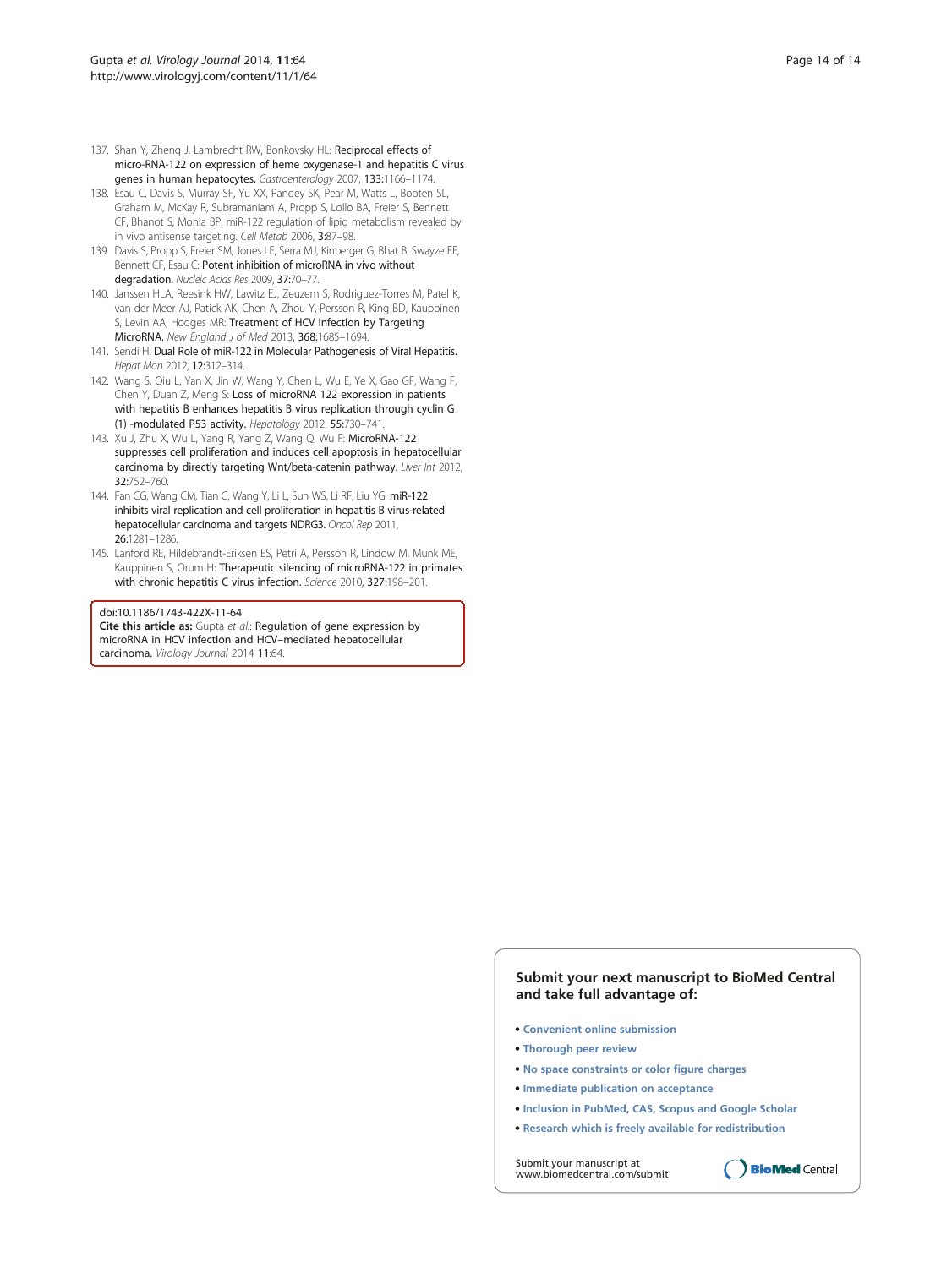137. Shan Y, Zheng J, Lambrecht RW, Bonkovsky HL: Reciprocal effects of micro-RNA-122 on expression of heme oxygenase-1 and hepatitis C virus genes in human hepatocytes. *Gastroenterology* 2007, **133**:1166–1174.
138. Esau C, Davis S, Murray SF, Yu XX, Pandey SK, Pear M, Watts L, Booten SL, Graham M, McKay R, Subramaniam A, Propp S, Lollo BA, Freier S, Bennett CF, Bhanot S, Monia BP: miR-122 regulation of lipid metabolism revealed by in vivo antisense targeting. *Cell Metab* 2006, **3**:87–98.
139. Davis S, Propp S, Freier SM, Jones LE, Serra MJ, Kinberger G, Bhat B, Swayze EE, Bennett CF, Esau C: Potent inhibition of microRNA in vivo without degradation. *Nucleic Acids Res* 2009, **37**:70–77.
140. Janssen HLA, Reesink HW, Lawitz EJ, Zeuzem S, Rodriguez-Torres M, Patel K, van der Meer AJ, Patick AK, Chen A, Zhou Y, Persson R, King BD, Kauppinen S, Levin AA, Hodges MR: Treatment of HCV Infection by Targeting MicroRNA. *New England J of Med* 2013, **368**:1685–1694.
141. Sendi H: Dual Role of miR-122 in Molecular Pathogenesis of Viral Hepatitis. *Hepat Mon* 2012, **12**:312–314.
142. Wang S, Qiu L, Yan X, Jin W, Wang Y, Chen L, Wu E, Ye X, Gao GF, Wang F, Chen Y, Duan Z, Meng S: Loss of microRNA 122 expression in patients with hepatitis B enhances hepatitis B virus replication through cyclin G (1) -modulated P53 activity. *Hepatology* 2012, **55**:730–741.
143. Xu J, Zhu X, Wu L, Yang R, Yang Z, Wang Q, Wu F: MicroRNA-122 suppresses cell proliferation and induces cell apoptosis in hepatocellular carcinoma by directly targeting Wnt/beta-catenin pathway. *Liver Int* 2012, **32**:752–760.
144. Fan CG, Wang CM, Tian C, Wang Y, Li L, Sun WS, Li RF, Liu YG: miR-122 inhibits viral replication and cell proliferation in hepatitis B virus-related hepatocellular carcinoma and targets NDRG3. *Oncol Rep* 2011, **26**:1281–1286.
145. Lanford RE, Hildebrandt-Eriksen ES, Petri A, Persson R, Lindow M, Munk ME, Kauppinen S, Orum H: Therapeutic silencing of microRNA-122 in primates with chronic hepatitis C virus infection. *Science* 2010, **327**:198–201.

doi:10.1186/1743-422X-11-64

**Cite this article as:** Gupta *et al.*: Regulation of gene expression by microRNA in HCV infection and HCV–mediated hepatocellular carcinoma. *Virology Journal* 2014 **11**:64.

**Submit your next manuscript to BioMed Central and take full advantage of:**

- **Convenient online submission**
- **Thorough peer review**
- **No space constraints or color figure charges**
- **Immediate publication on acceptance**
- **Inclusion in PubMed, CAS, Scopus and Google Scholar**
- **Research which is freely available for redistribution**

Submit your manuscript at
www.biomedcentral.com/submit

BioMed Central